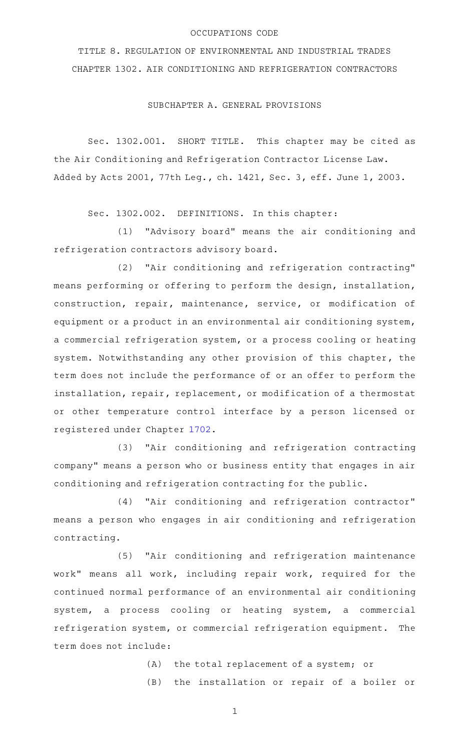OCCUPATIONS CODE

TITLE 8. REGULATION OF ENVIRONMENTAL AND INDUSTRIAL TRADES

CHAPTER 1302. AIR CONDITIONING AND REFRIGERATION CONTRACTORS

SUBCHAPTER A. GENERAL PROVISIONS

Sec. 1302.001. SHORT TITLE. This chapter may be cited as the Air Conditioning and Refrigeration Contractor License Law.

Added by Acts 2001, 77th Leg., ch. 1421, Sec. 3, eff. June 1, 2003.

Sec. 1302.002. DEFINITIONS. In this chapter:

(1) "Advisory board" means the air conditioning and refrigeration contractors advisory board.

(2) "Air conditioning and refrigeration contracting" means performing or offering to perform the design, installation, construction, repair, maintenance, service, or modification of equipment or a product in an environmental air conditioning system, a commercial refrigeration system, or a process cooling or heating system. Notwithstanding any other provision of this chapter, the term does not include the performance of or an offer to perform the installation, repair, replacement, or modification of a thermostat or other temperature control interface by a person licensed or registered under Chapter 1702.

(3) "Air conditioning and refrigeration contracting company" means a person who or business entity that engages in air conditioning and refrigeration contracting for the public.

(4) "Air conditioning and refrigeration contractor" means a person who engages in air conditioning and refrigeration contracting.

(5) "Air conditioning and refrigeration maintenance work" means all work, including repair work, required for the continued normal performance of an environmental air conditioning system, a process cooling or heating system, a commercial refrigeration system, or commercial refrigeration equipment. The term does not include:

(A) the total replacement of a system; or

(B) the installation or repair of a boiler or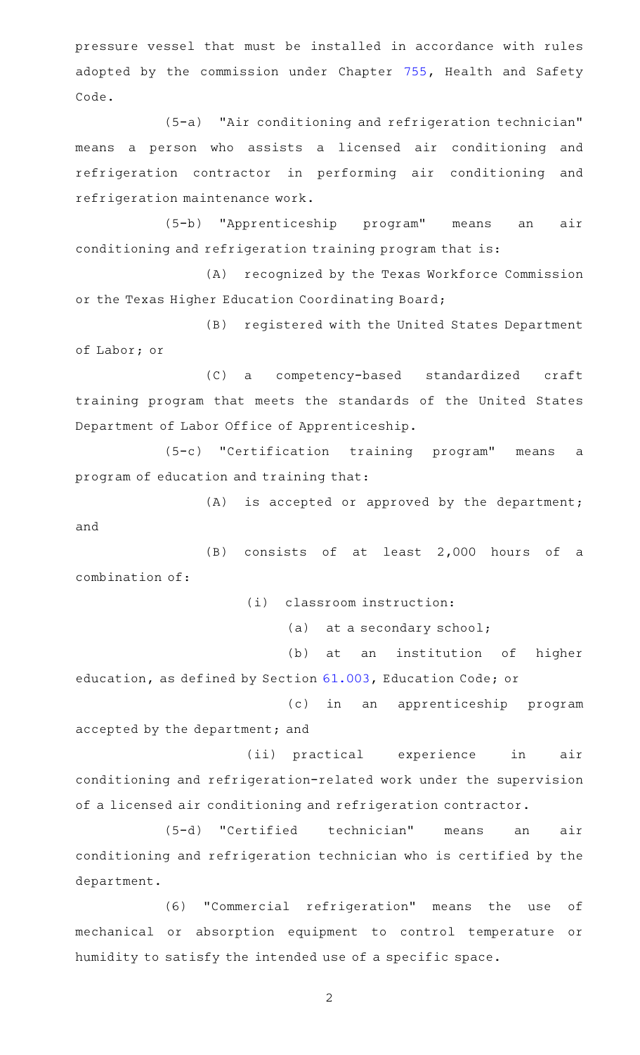pressure vessel that must be installed in accordance with rules adopted by the commission under Chapter 755, Health and Safety Code.

(5-a) "Air conditioning and refrigeration technician" means a person who assists a licensed air conditioning and refrigeration contractor in performing air conditioning and refrigeration maintenance work.

(5-b) "Apprenticeship program" means an air conditioning and refrigeration training program that is:

(A) recognized by the Texas Workforce Commission or the Texas Higher Education Coordinating Board;

(B) registered with the United States Department of Labor; or

(C) a competency-based standardized craft training program that meets the standards of the United States Department of Labor Office of Apprenticeship.

(5-c) "Certification training program" means a program of education and training that:

(A) is accepted or approved by the department; and

(B) consists of at least 2,000 hours of a combination of:

(i) classroom instruction:

(a) at a secondary school;

(b) at an institution of higher education, as defined by Section 61.003, Education Code; or

(c) in an apprenticeship program accepted by the department; and

(ii) practical experience in air conditioning and refrigeration-related work under the supervision of a licensed air conditioning and refrigeration contractor.

(5-d) "Certified technician" means an air conditioning and refrigeration technician who is certified by the department.

(6) "Commercial refrigeration" means the use of mechanical or absorption equipment to control temperature or humidity to satisfy the intended use of a specific space.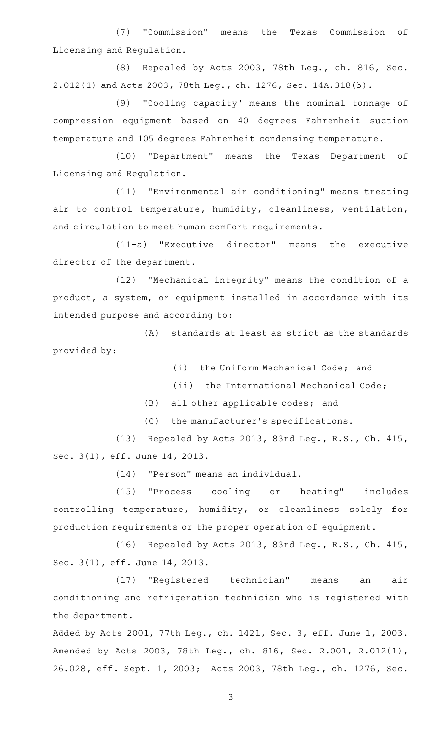(7) "Commission" means the Texas Commission of Licensing and Regulation.

(8) Repealed by Acts 2003, 78th Leg., ch. 816, Sec. 2.012(1) and Acts 2003, 78th Leg., ch. 1276, Sec. 14A.318(b).

(9) "Cooling capacity" means the nominal tonnage of compression equipment based on 40 degrees Fahrenheit suction temperature and 105 degrees Fahrenheit condensing temperature.

(10) "Department" means the Texas Department of Licensing and Regulation.

(11) "Environmental air conditioning" means treating air to control temperature, humidity, cleanliness, ventilation, and circulation to meet human comfort requirements.

(11-a) "Executive director" means the executive director of the department.

(12) "Mechanical integrity" means the condition of a product, a system, or equipment installed in accordance with its intended purpose and according to:

(A) standards at least as strict as the standards provided by:

(i) the Uniform Mechanical Code; and

(ii) the International Mechanical Code;

(B) all other applicable codes; and

(C) the manufacturer's specifications.

(13) Repealed by Acts 2013, 83rd Leg., R.S., Ch. 415, Sec. 3(1), eff. June 14, 2013.

(14) "Person" means an individual.

(15) "Process cooling or heating" includes controlling temperature, humidity, or cleanliness solely for production requirements or the proper operation of equipment.

(16) Repealed by Acts 2013, 83rd Leg., R.S., Ch. 415, Sec. 3(1), eff. June 14, 2013.

(17) "Registered technician" means an air conditioning and refrigeration technician who is registered with the department.

Added by Acts 2001, 77th Leg., ch. 1421, Sec. 3, eff. June 1, 2003. Amended by Acts 2003, 78th Leg., ch. 816, Sec. 2.001, 2.012(1), 26.028, eff. Sept. 1, 2003; Acts 2003, 78th Leg., ch. 1276, Sec.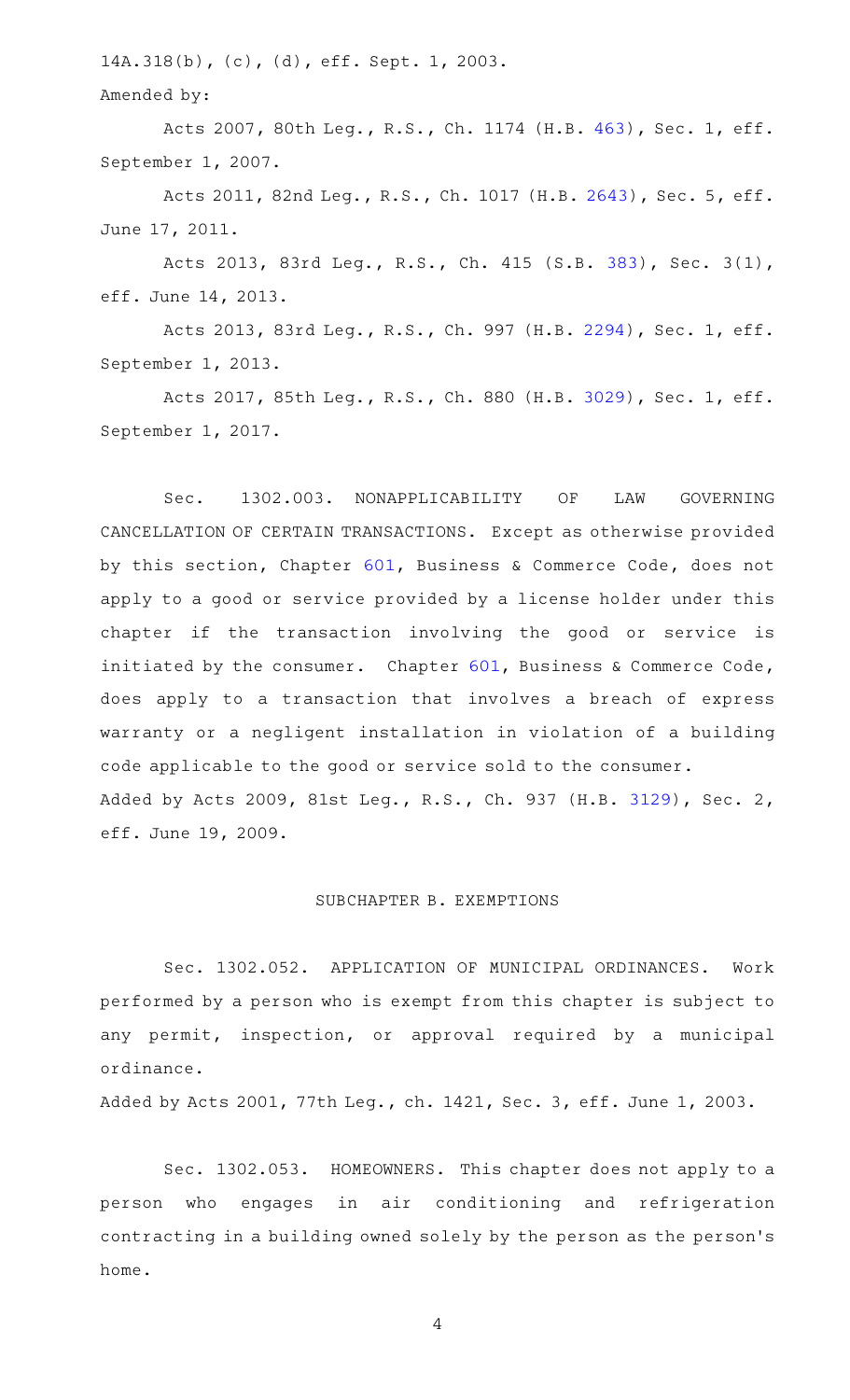14A.318(b), (c), (d), eff. Sept. 1, 2003.

Amended by:

Acts 2007, 80th Leg., R.S., Ch. 1174 (H.B. 463), Sec. 1, eff. September 1, 2007.

Acts 2011, 82nd Leg., R.S., Ch. 1017 (H.B. 2643), Sec. 5, eff. June 17, 2011.

Acts 2013, 83rd Leg., R.S., Ch. 415 (S.B. 383), Sec. 3(1), eff. June 14, 2013.

Acts 2013, 83rd Leg., R.S., Ch. 997 (H.B. 2294), Sec. 1, eff. September 1, 2013.

Acts 2017, 85th Leg., R.S., Ch. 880 (H.B. 3029), Sec. 1, eff. September 1, 2017.

Sec. 1302.003. NONAPPLICABILITY OF LAW GOVERNING CANCELLATION OF CERTAIN TRANSACTIONS. Except as otherwise provided by this section, Chapter 601, Business & Commerce Code, does not apply to a good or service provided by a license holder under this chapter if the transaction involving the good or service is initiated by the consumer. Chapter 601, Business & Commerce Code, does apply to a transaction that involves a breach of express warranty or a negligent installation in violation of a building code applicable to the good or service sold to the consumer.

Added by Acts 2009, 81st Leg., R.S., Ch. 937 (H.B. 3129), Sec. 2, eff. June 19, 2009.

## SUBCHAPTER B. EXEMPTIONS

Sec. 1302.052. APPLICATION OF MUNICIPAL ORDINANCES. Work performed by a person who is exempt from this chapter is subject to any permit, inspection, or approval required by a municipal ordinance.

Added by Acts 2001, 77th Leg., ch. 1421, Sec. 3, eff. June 1, 2003.

Sec. 1302.053. HOMEOWNERS. This chapter does not apply to a person who engages in air conditioning and refrigeration contracting in a building owned solely by the person as the person's home.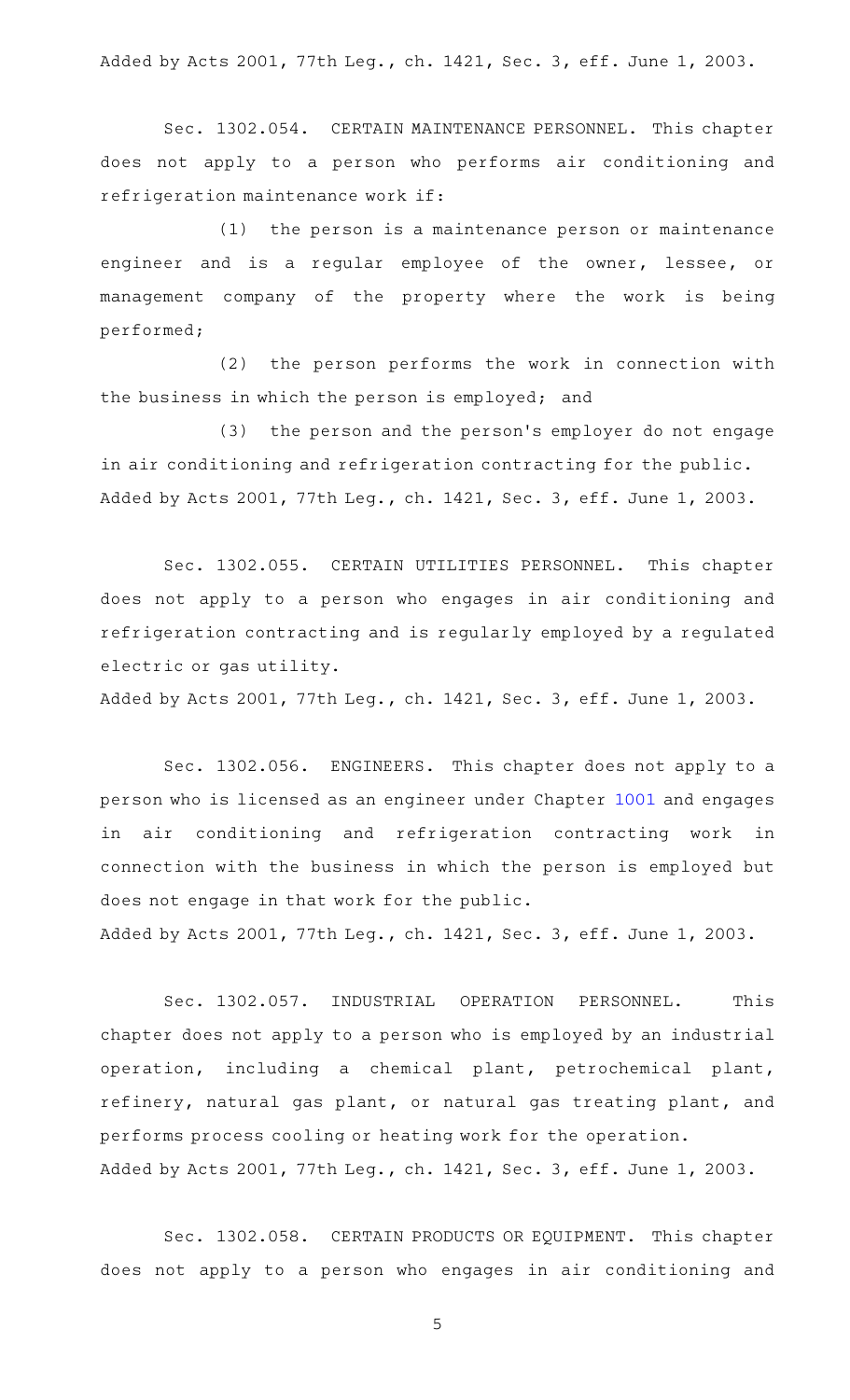Added by Acts 2001, 77th Leg., ch. 1421, Sec. 3, eff. June 1, 2003.

Sec. 1302.054. CERTAIN MAINTENANCE PERSONNEL. This chapter does not apply to a person who performs air conditioning and refrigeration maintenance work if:

(1) the person is a maintenance person or maintenance engineer and is a regular employee of the owner, lessee, or management company of the property where the work is being performed;

(2) the person performs the work in connection with the business in which the person is employed; and

(3) the person and the person's employer do not engage in air conditioning and refrigeration contracting for the public.

Added by Acts 2001, 77th Leg., ch. 1421, Sec. 3, eff. June 1, 2003.

Sec. 1302.055. CERTAIN UTILITIES PERSONNEL. This chapter does not apply to a person who engages in air conditioning and refrigeration contracting and is regularly employed by a regulated electric or gas utility.

Added by Acts 2001, 77th Leg., ch. 1421, Sec. 3, eff. June 1, 2003.

Sec. 1302.056. ENGINEERS. This chapter does not apply to a person who is licensed as an engineer under Chapter 1001 and engages in air conditioning and refrigeration contracting work in connection with the business in which the person is employed but does not engage in that work for the public.

Added by Acts 2001, 77th Leg., ch. 1421, Sec. 3, eff. June 1, 2003.

Sec. 1302.057. INDUSTRIAL OPERATION PERSONNEL. This chapter does not apply to a person who is employed by an industrial operation, including a chemical plant, petrochemical plant, refinery, natural gas plant, or natural gas treating plant, and performs process cooling or heating work for the operation.

Added by Acts 2001, 77th Leg., ch. 1421, Sec. 3, eff. June 1, 2003.

Sec. 1302.058. CERTAIN PRODUCTS OR EQUIPMENT. This chapter does not apply to a person who engages in air conditioning and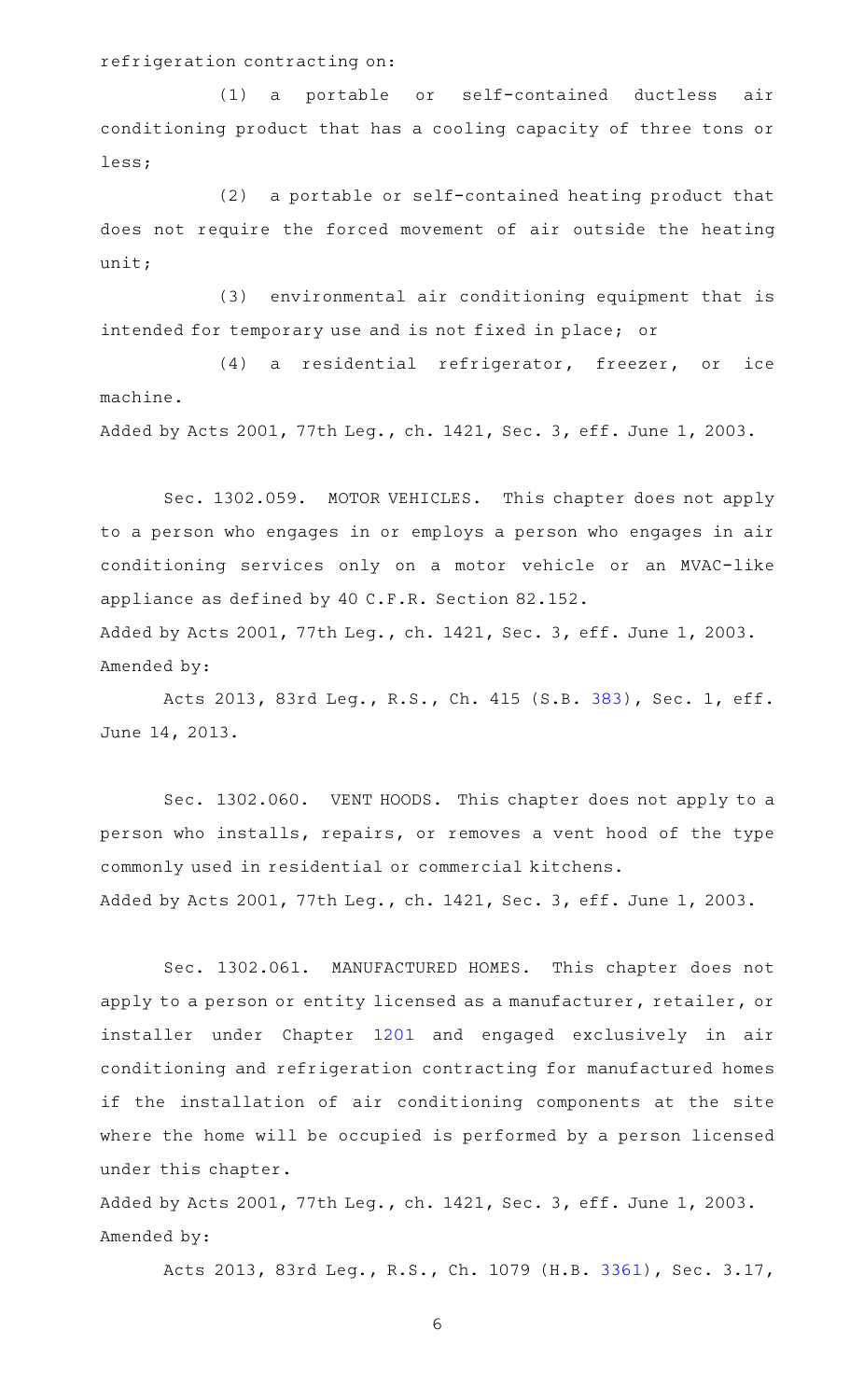refrigeration contracting on:

(1) a portable or self-contained ductless air conditioning product that has a cooling capacity of three tons or less;

(2) a portable or self-contained heating product that does not require the forced movement of air outside the heating unit;

(3) environmental air conditioning equipment that is intended for temporary use and is not fixed in place; or

(4) a residential refrigerator, freezer, or ice machine.

Added by Acts 2001, 77th Leg., ch. 1421, Sec. 3, eff. June 1, 2003.

Sec. 1302.059. MOTOR VEHICLES. This chapter does not apply to a person who engages in or employs a person who engages in air conditioning services only on a motor vehicle or an MVAC-like appliance as defined by 40 C.F.R. Section 82.152.

Added by Acts 2001, 77th Leg., ch. 1421, Sec. 3, eff. June 1, 2003.
Amended by:

Acts 2013, 83rd Leg., R.S., Ch. 415 (S.B. 383), Sec. 1, eff. June 14, 2013.

Sec. 1302.060. VENT HOODS. This chapter does not apply to a person who installs, repairs, or removes a vent hood of the type commonly used in residential or commercial kitchens.

Added by Acts 2001, 77th Leg., ch. 1421, Sec. 3, eff. June 1, 2003.

Sec. 1302.061. MANUFACTURED HOMES. This chapter does not apply to a person or entity licensed as a manufacturer, retailer, or installer under Chapter 1201 and engaged exclusively in air conditioning and refrigeration contracting for manufactured homes if the installation of air conditioning components at the site where the home will be occupied is performed by a person licensed under this chapter.

Added by Acts 2001, 77th Leg., ch. 1421, Sec. 3, eff. June 1, 2003.
Amended by:

Acts 2013, 83rd Leg., R.S., Ch. 1079 (H.B. 3361), Sec. 3.17,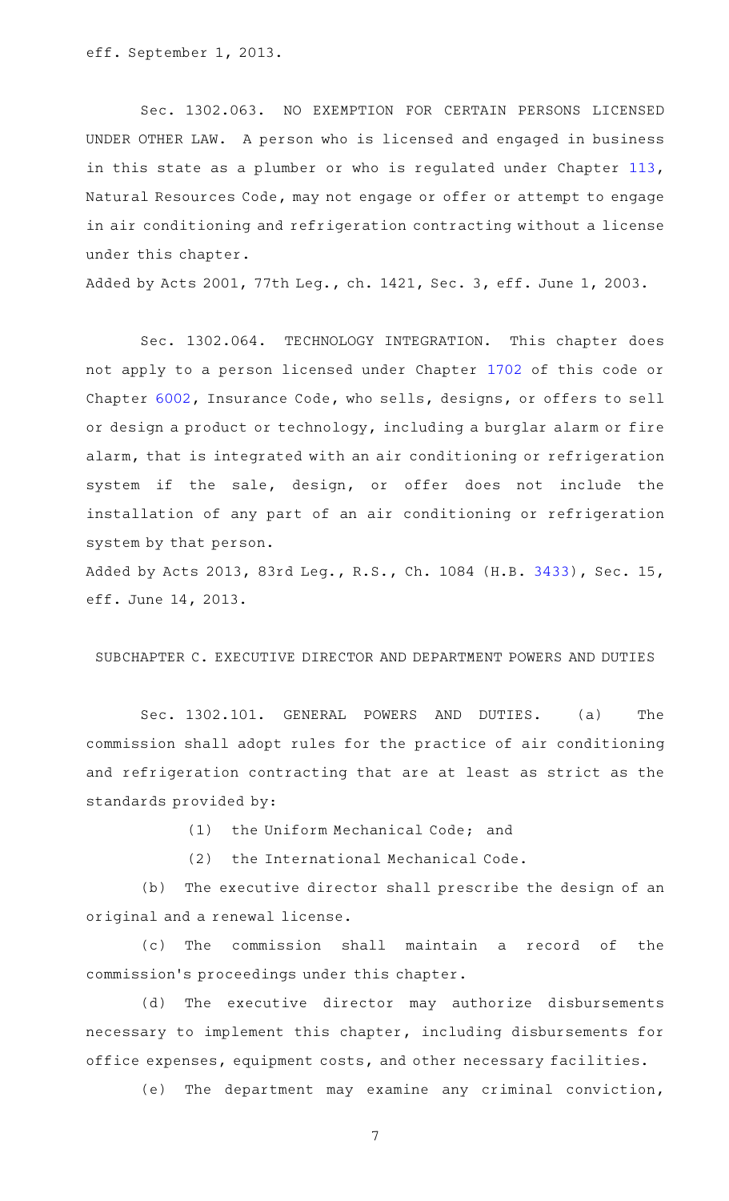eff. September 1, 2013.

Sec. 1302.063. NO EXEMPTION FOR CERTAIN PERSONS LICENSED UNDER OTHER LAW. A person who is licensed and engaged in business in this state as a plumber or who is regulated under Chapter 113, Natural Resources Code, may not engage or offer or attempt to engage in air conditioning and refrigeration contracting without a license under this chapter.

Added by Acts 2001, 77th Leg., ch. 1421, Sec. 3, eff. June 1, 2003.

Sec. 1302.064. TECHNOLOGY INTEGRATION. This chapter does not apply to a person licensed under Chapter 1702 of this code or Chapter 6002, Insurance Code, who sells, designs, or offers to sell or design a product or technology, including a burglar alarm or fire alarm, that is integrated with an air conditioning or refrigeration system if the sale, design, or offer does not include the installation of any part of an air conditioning or refrigeration system by that person.

Added by Acts 2013, 83rd Leg., R.S., Ch. 1084 (H.B. 3433), Sec. 15, eff. June 14, 2013.

SUBCHAPTER C. EXECUTIVE DIRECTOR AND DEPARTMENT POWERS AND DUTIES

Sec. 1302.101. GENERAL POWERS AND DUTIES. (a) The commission shall adopt rules for the practice of air conditioning and refrigeration contracting that are at least as strict as the standards provided by:

(1) the Uniform Mechanical Code; and

(2) the International Mechanical Code.

(b) The executive director shall prescribe the design of an original and a renewal license.

(c) The commission shall maintain a record of the commission's proceedings under this chapter.

(d) The executive director may authorize disbursements necessary to implement this chapter, including disbursements for office expenses, equipment costs, and other necessary facilities.

(e) The department may examine any criminal conviction,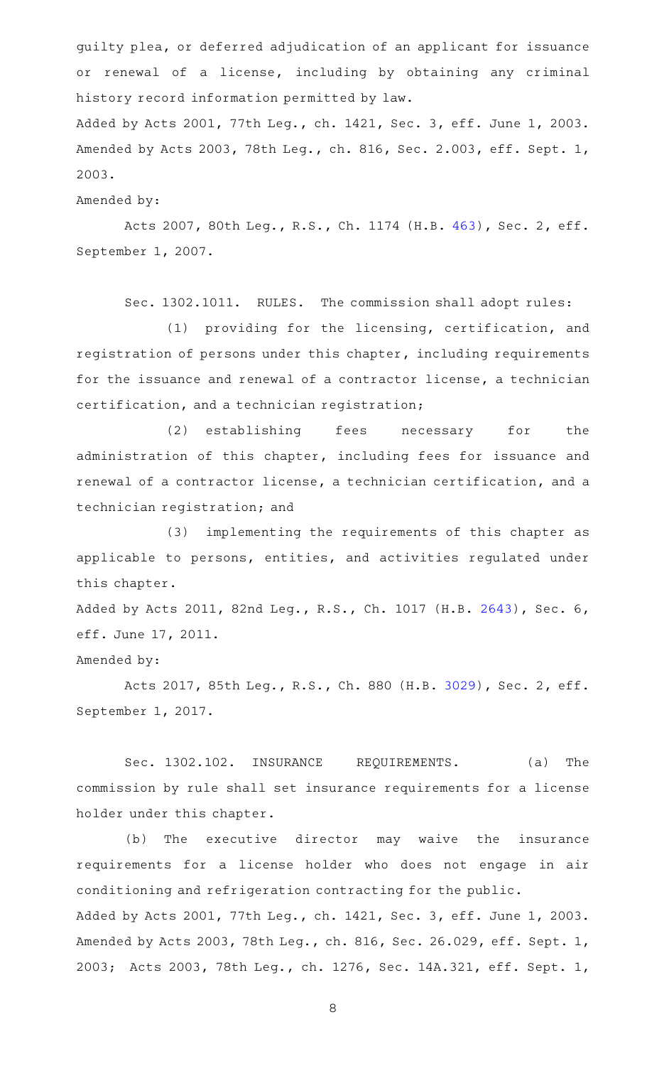guilty plea, or deferred adjudication of an applicant for issuance or renewal of a license, including by obtaining any criminal history record information permitted by law.

Added by Acts 2001, 77th Leg., ch. 1421, Sec. 3, eff. June 1, 2003. Amended by Acts 2003, 78th Leg., ch. 816, Sec. 2.003, eff. Sept. 1, 2003.

Amended by:

Acts 2007, 80th Leg., R.S., Ch. 1174 (H.B. 463), Sec. 2, eff. September 1, 2007.

Sec. 1302.1011. RULES. The commission shall adopt rules:

(1) providing for the licensing, certification, and registration of persons under this chapter, including requirements for the issuance and renewal of a contractor license, a technician certification, and a technician registration;

(2) establishing fees necessary for the administration of this chapter, including fees for issuance and renewal of a contractor license, a technician certification, and a technician registration; and

(3) implementing the requirements of this chapter as applicable to persons, entities, and activities regulated under this chapter.

Added by Acts 2011, 82nd Leg., R.S., Ch. 1017 (H.B. 2643), Sec. 6, eff. June 17, 2011.

Amended by:

Acts 2017, 85th Leg., R.S., Ch. 880 (H.B. 3029), Sec. 2, eff. September 1, 2017.

Sec. 1302.102. INSURANCE REQUIREMENTS. (a) The commission by rule shall set insurance requirements for a license holder under this chapter.

(b) The executive director may waive the insurance requirements for a license holder who does not engage in air conditioning and refrigeration contracting for the public.

Added by Acts 2001, 77th Leg., ch. 1421, Sec. 3, eff. June 1, 2003. Amended by Acts 2003, 78th Leg., ch. 816, Sec. 26.029, eff. Sept. 1, 2003; Acts 2003, 78th Leg., ch. 1276, Sec. 14A.321, eff. Sept. 1,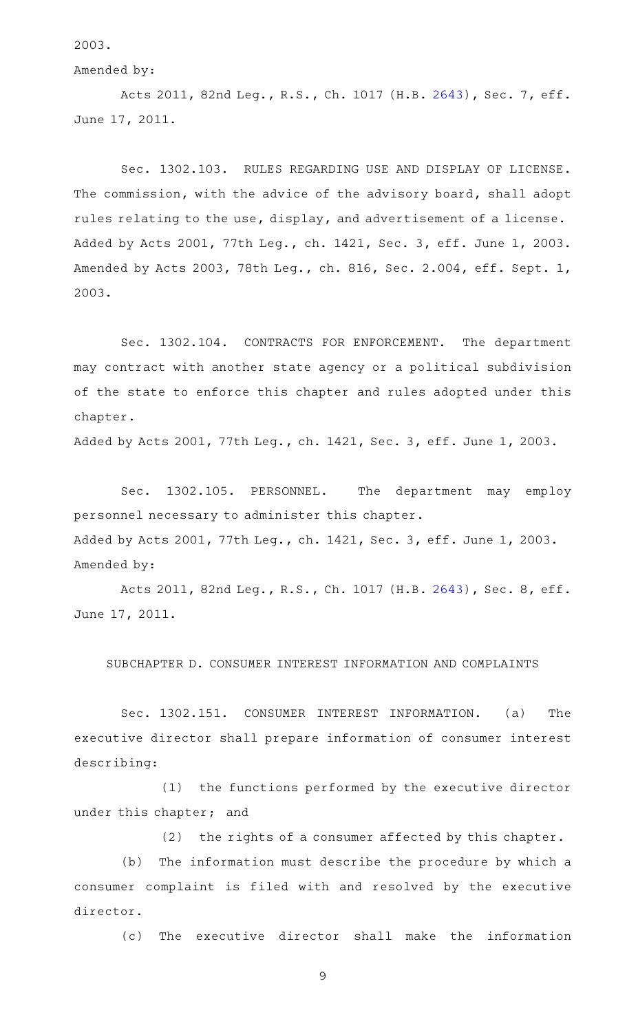2003.

Amended by:

Acts 2011, 82nd Leg., R.S., Ch. 1017 (H.B. 2643), Sec. 7, eff. June 17, 2011.

Sec. 1302.103. RULES REGARDING USE AND DISPLAY OF LICENSE. The commission, with the advice of the advisory board, shall adopt rules relating to the use, display, and advertisement of a license.

Added by Acts 2001, 77th Leg., ch. 1421, Sec. 3, eff. June 1, 2003. Amended by Acts 2003, 78th Leg., ch. 816, Sec. 2.004, eff. Sept. 1, 2003.

Sec. 1302.104. CONTRACTS FOR ENFORCEMENT. The department may contract with another state agency or a political subdivision of the state to enforce this chapter and rules adopted under this chapter.

Added by Acts 2001, 77th Leg., ch. 1421, Sec. 3, eff. June 1, 2003.

Sec. 1302.105. PERSONNEL. The department may employ personnel necessary to administer this chapter.

Added by Acts 2001, 77th Leg., ch. 1421, Sec. 3, eff. June 1, 2003.

Amended by:

Acts 2011, 82nd Leg., R.S., Ch. 1017 (H.B. 2643), Sec. 8, eff. June 17, 2011.

SUBCHAPTER D. CONSUMER INTEREST INFORMATION AND COMPLAINTS

Sec. 1302.151. CONSUMER INTEREST INFORMATION. (a) The executive director shall prepare information of consumer interest describing:

(1) the functions performed by the executive director under this chapter; and

(2) the rights of a consumer affected by this chapter.

(b) The information must describe the procedure by which a consumer complaint is filed with and resolved by the executive director.

(c) The executive director shall make the information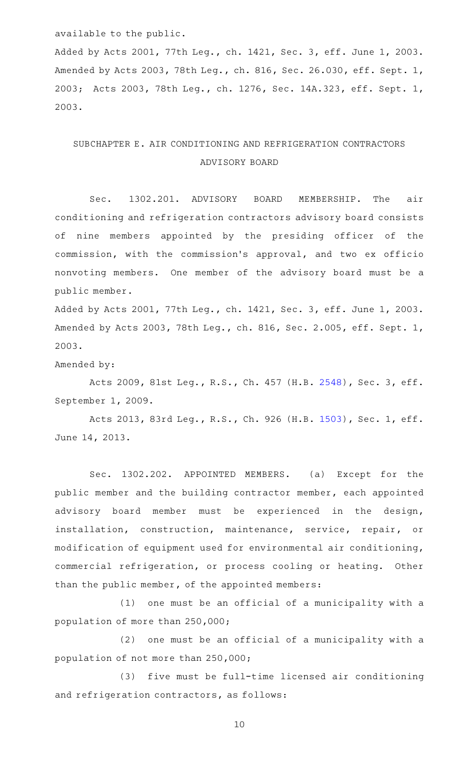available to the public.

Added by Acts 2001, 77th Leg., ch. 1421, Sec. 3, eff. June 1, 2003. Amended by Acts 2003, 78th Leg., ch. 816, Sec. 26.030, eff. Sept. 1, 2003; Acts 2003, 78th Leg., ch. 1276, Sec. 14A.323, eff. Sept. 1, 2003.

## SUBCHAPTER E. AIR CONDITIONING AND REFRIGERATION CONTRACTORS ADVISORY BOARD

Sec. 1302.201. ADVISORY BOARD MEMBERSHIP. The air conditioning and refrigeration contractors advisory board consists of nine members appointed by the presiding officer of the commission, with the commission's approval, and two ex officio nonvoting members. One member of the advisory board must be a public member.

Added by Acts 2001, 77th Leg., ch. 1421, Sec. 3, eff. June 1, 2003. Amended by Acts 2003, 78th Leg., ch. 816, Sec. 2.005, eff. Sept. 1, 2003.

Amended by:

Acts 2009, 81st Leg., R.S., Ch. 457 (H.B. 2548), Sec. 3, eff. September 1, 2009.

Acts 2013, 83rd Leg., R.S., Ch. 926 (H.B. 1503), Sec. 1, eff. June 14, 2013.

Sec. 1302.202. APPOINTED MEMBERS. (a) Except for the public member and the building contractor member, each appointed advisory board member must be experienced in the design, installation, construction, maintenance, service, repair, or modification of equipment used for environmental air conditioning, commercial refrigeration, or process cooling or heating. Other than the public member, of the appointed members:

(1) one must be an official of a municipality with a population of more than 250,000;

(2) one must be an official of a municipality with a population of not more than 250,000;

(3) five must be full-time licensed air conditioning and refrigeration contractors, as follows: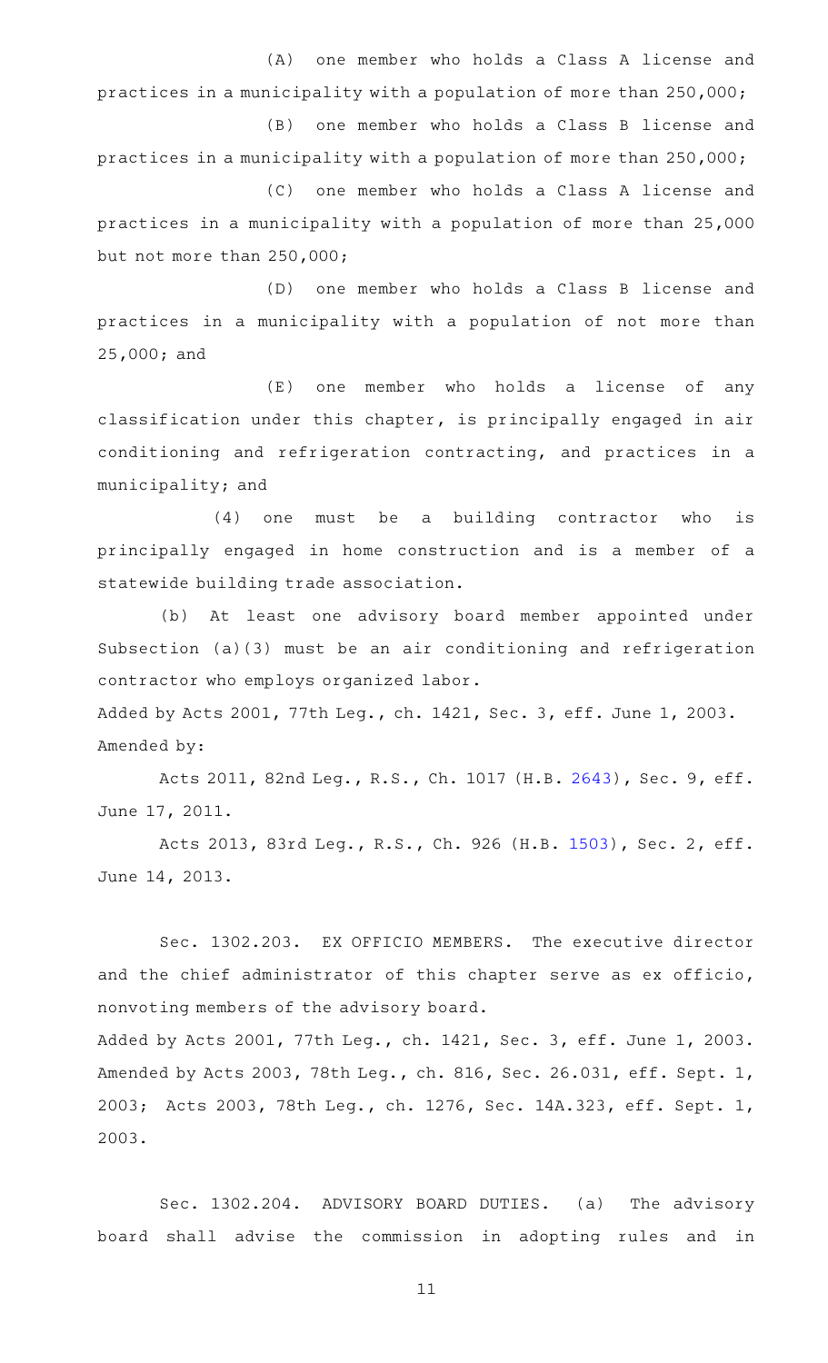(A) one member who holds a Class A license and practices in a municipality with a population of more than 250,000;

(B) one member who holds a Class B license and practices in a municipality with a population of more than 250,000;

(C) one member who holds a Class A license and practices in a municipality with a population of more than 25,000 but not more than 250,000;

(D) one member who holds a Class B license and practices in a municipality with a population of not more than 25,000; and

(E) one member who holds a license of any classification under this chapter, is principally engaged in air conditioning and refrigeration contracting, and practices in a municipality; and

(4) one must be a building contractor who is principally engaged in home construction and is a member of a statewide building trade association.

(b) At least one advisory board member appointed under Subsection (a)(3) must be an air conditioning and refrigeration contractor who employs organized labor.

Added by Acts 2001, 77th Leg., ch. 1421, Sec. 3, eff. June 1, 2003.
Amended by:

Acts 2011, 82nd Leg., R.S., Ch. 1017 (H.B. 2643), Sec. 9, eff. June 17, 2011.

Acts 2013, 83rd Leg., R.S., Ch. 926 (H.B. 1503), Sec. 2, eff. June 14, 2013.

Sec. 1302.203. EX OFFICIO MEMBERS. The executive director and the chief administrator of this chapter serve as ex officio, nonvoting members of the advisory board.

Added by Acts 2001, 77th Leg., ch. 1421, Sec. 3, eff. June 1, 2003.
Amended by Acts 2003, 78th Leg., ch. 816, Sec. 26.031, eff. Sept. 1, 2003; Acts 2003, 78th Leg., ch. 1276, Sec. 14A.323, eff. Sept. 1, 2003.

Sec. 1302.204. ADVISORY BOARD DUTIES. (a) The advisory board shall advise the commission in adopting rules and in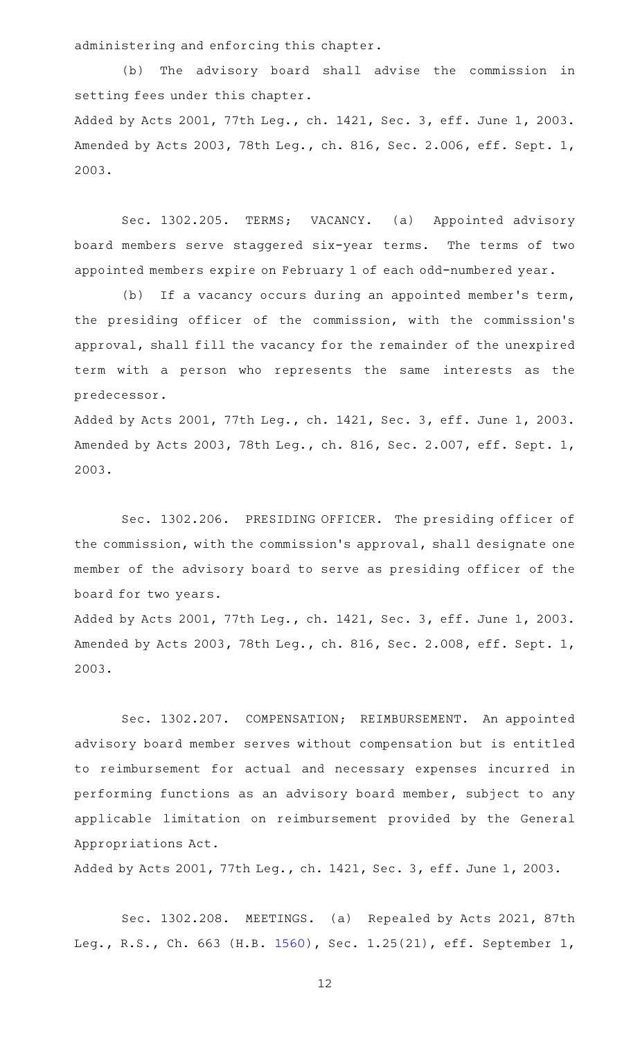administering and enforcing this chapter.

(b) The advisory board shall advise the commission in setting fees under this chapter.

Added by Acts 2001, 77th Leg., ch. 1421, Sec. 3, eff. June 1, 2003. Amended by Acts 2003, 78th Leg., ch. 816, Sec. 2.006, eff. Sept. 1, 2003.

Sec. 1302.205. TERMS; VACANCY. (a) Appointed advisory board members serve staggered six-year terms. The terms of two appointed members expire on February 1 of each odd-numbered year.

(b) If a vacancy occurs during an appointed member's term, the presiding officer of the commission, with the commission's approval, shall fill the vacancy for the remainder of the unexpired term with a person who represents the same interests as the predecessor.

Added by Acts 2001, 77th Leg., ch. 1421, Sec. 3, eff. June 1, 2003. Amended by Acts 2003, 78th Leg., ch. 816, Sec. 2.007, eff. Sept. 1, 2003.

Sec. 1302.206. PRESIDING OFFICER. The presiding officer of the commission, with the commission's approval, shall designate one member of the advisory board to serve as presiding officer of the board for two years.

Added by Acts 2001, 77th Leg., ch. 1421, Sec. 3, eff. June 1, 2003. Amended by Acts 2003, 78th Leg., ch. 816, Sec. 2.008, eff. Sept. 1, 2003.

Sec. 1302.207. COMPENSATION; REIMBURSEMENT. An appointed advisory board member serves without compensation but is entitled to reimbursement for actual and necessary expenses incurred in performing functions as an advisory board member, subject to any applicable limitation on reimbursement provided by the General Appropriations Act.

Added by Acts 2001, 77th Leg., ch. 1421, Sec. 3, eff. June 1, 2003.

Sec. 1302.208. MEETINGS. (a) Repealed by Acts 2021, 87th Leg., R.S., Ch. 663 (H.B. 1560), Sec. 1.25(21), eff. September 1,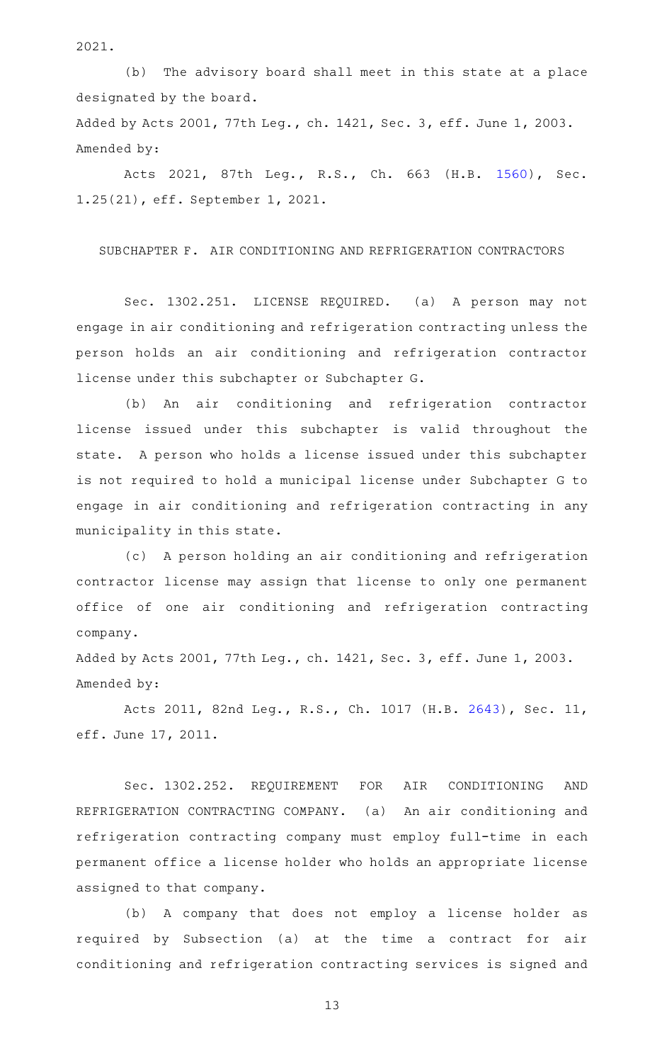2021.

(b) The advisory board shall meet in this state at a place designated by the board.

Added by Acts 2001, 77th Leg., ch. 1421, Sec. 3, eff. June 1, 2003.
Amended by:

Acts 2021, 87th Leg., R.S., Ch. 663 (H.B. 1560), Sec. 1.25(21), eff. September 1, 2021.

SUBCHAPTER F. AIR CONDITIONING AND REFRIGERATION CONTRACTORS

Sec. 1302.251. LICENSE REQUIRED. (a) A person may not engage in air conditioning and refrigeration contracting unless the person holds an air conditioning and refrigeration contractor license under this subchapter or Subchapter G.

(b) An air conditioning and refrigeration contractor license issued under this subchapter is valid throughout the state. A person who holds a license issued under this subchapter is not required to hold a municipal license under Subchapter G to engage in air conditioning and refrigeration contracting in any municipality in this state.

(c) A person holding an air conditioning and refrigeration contractor license may assign that license to only one permanent office of one air conditioning and refrigeration contracting company.

Added by Acts 2001, 77th Leg., ch. 1421, Sec. 3, eff. June 1, 2003.
Amended by:

Acts 2011, 82nd Leg., R.S., Ch. 1017 (H.B. 2643), Sec. 11, eff. June 17, 2011.

Sec. 1302.252. REQUIREMENT FOR AIR CONDITIONING AND REFRIGERATION CONTRACTING COMPANY. (a) An air conditioning and refrigeration contracting company must employ full-time in each permanent office a license holder who holds an appropriate license assigned to that company.

(b) A company that does not employ a license holder as required by Subsection (a) at the time a contract for air conditioning and refrigeration contracting services is signed and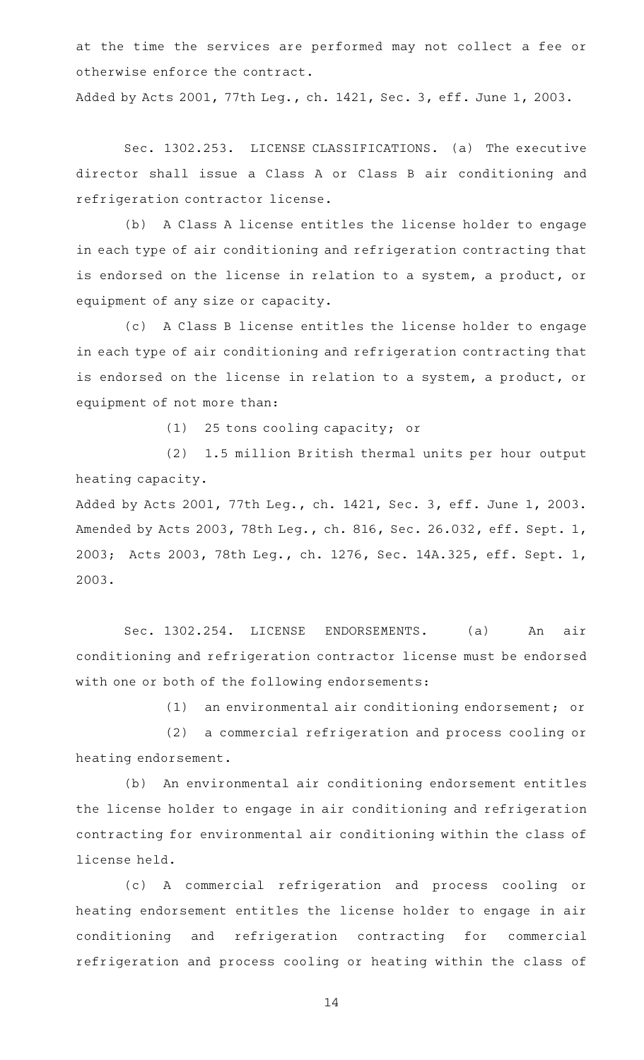at the time the services are performed may not collect a fee or otherwise enforce the contract.

Added by Acts 2001, 77th Leg., ch. 1421, Sec. 3, eff. June 1, 2003.

Sec. 1302.253. LICENSE CLASSIFICATIONS. (a) The executive director shall issue a Class A or Class B air conditioning and refrigeration contractor license.

(b) A Class A license entitles the license holder to engage in each type of air conditioning and refrigeration contracting that is endorsed on the license in relation to a system, a product, or equipment of any size or capacity.

(c) A Class B license entitles the license holder to engage in each type of air conditioning and refrigeration contracting that is endorsed on the license in relation to a system, a product, or equipment of not more than:

(1) 25 tons cooling capacity; or

(2) 1.5 million British thermal units per hour output heating capacity.

Added by Acts 2001, 77th Leg., ch. 1421, Sec. 3, eff. June 1, 2003. Amended by Acts 2003, 78th Leg., ch. 816, Sec. 26.032, eff. Sept. 1, 2003; Acts 2003, 78th Leg., ch. 1276, Sec. 14A.325, eff. Sept. 1, 2003.

Sec. 1302.254. LICENSE ENDORSEMENTS. (a) An air conditioning and refrigeration contractor license must be endorsed with one or both of the following endorsements:

(1) an environmental air conditioning endorsement; or

(2) a commercial refrigeration and process cooling or heating endorsement.

(b) An environmental air conditioning endorsement entitles the license holder to engage in air conditioning and refrigeration contracting for environmental air conditioning within the class of license held.

(c) A commercial refrigeration and process cooling or heating endorsement entitles the license holder to engage in air conditioning and refrigeration contracting for commercial refrigeration and process cooling or heating within the class of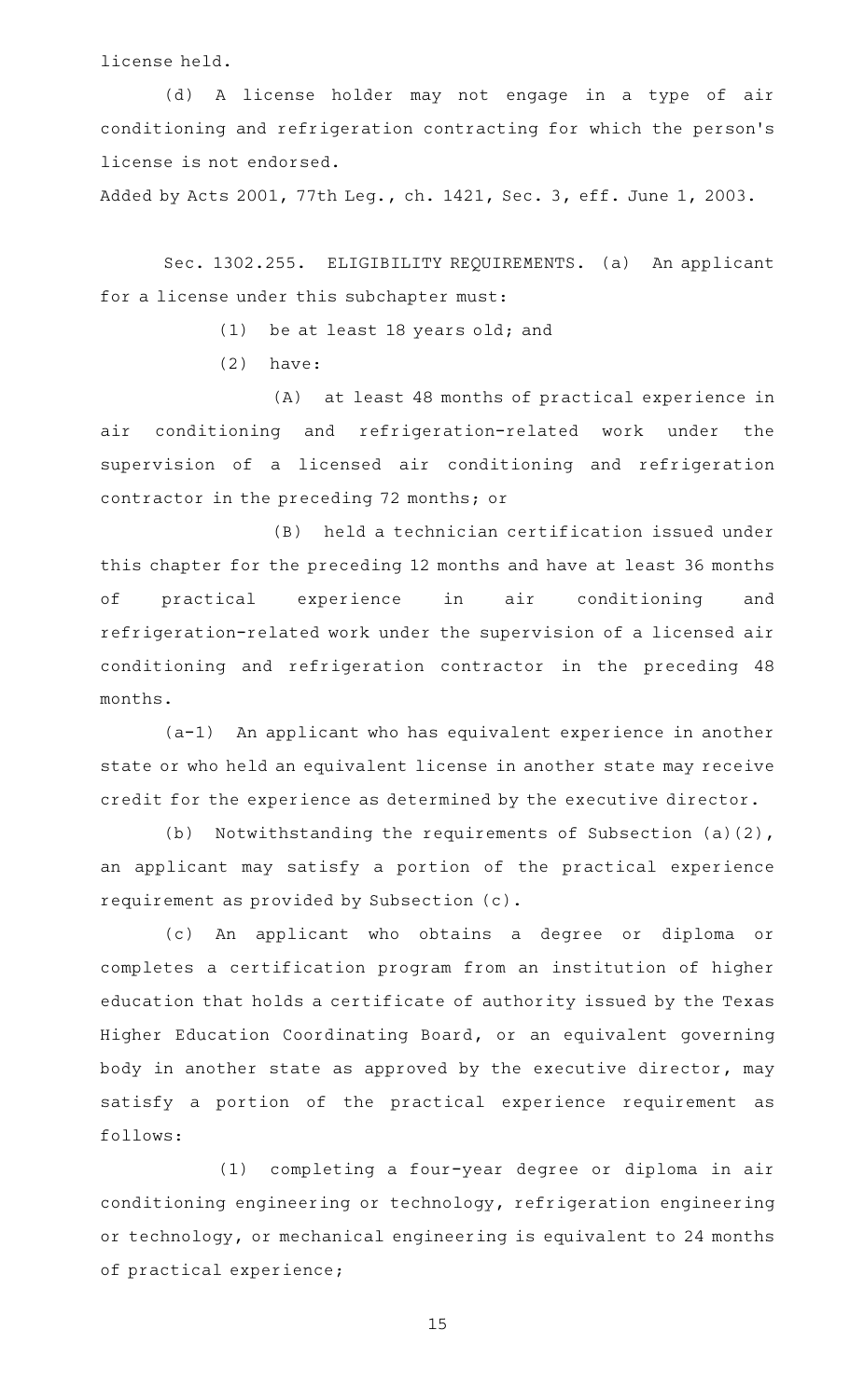license held.

(d) A license holder may not engage in a type of air conditioning and refrigeration contracting for which the person's license is not endorsed.

Added by Acts 2001, 77th Leg., ch. 1421, Sec. 3, eff. June 1, 2003.

Sec. 1302.255. ELIGIBILITY REQUIREMENTS. (a) An applicant for a license under this subchapter must:

(1) be at least 18 years old; and

(2) have:

(A) at least 48 months of practical experience in air conditioning and refrigeration-related work under the supervision of a licensed air conditioning and refrigeration contractor in the preceding 72 months; or

(B) held a technician certification issued under this chapter for the preceding 12 months and have at least 36 months of practical experience in air conditioning and refrigeration-related work under the supervision of a licensed air conditioning and refrigeration contractor in the preceding 48 months.

(a-1) An applicant who has equivalent experience in another state or who held an equivalent license in another state may receive credit for the experience as determined by the executive director.

(b) Notwithstanding the requirements of Subsection (a)(2), an applicant may satisfy a portion of the practical experience requirement as provided by Subsection (c).

(c) An applicant who obtains a degree or diploma or completes a certification program from an institution of higher education that holds a certificate of authority issued by the Texas Higher Education Coordinating Board, or an equivalent governing body in another state as approved by the executive director, may satisfy a portion of the practical experience requirement as follows:

(1) completing a four-year degree or diploma in air conditioning engineering or technology, refrigeration engineering or technology, or mechanical engineering is equivalent to 24 months of practical experience;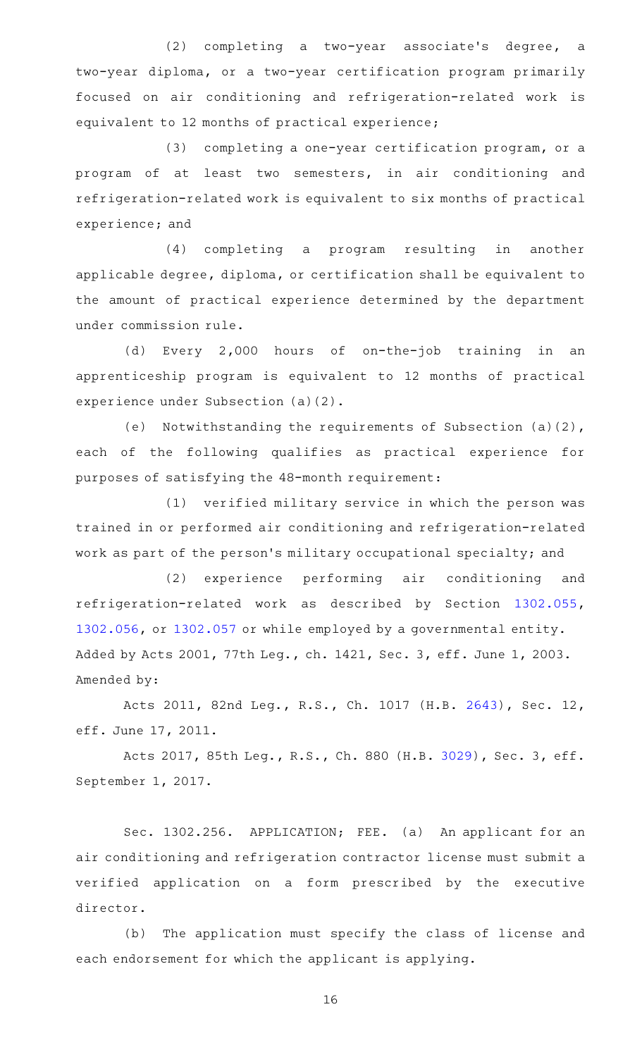(2) completing a two-year associate's degree, a two-year diploma, or a two-year certification program primarily focused on air conditioning and refrigeration-related work is equivalent to 12 months of practical experience;

(3) completing a one-year certification program, or a program of at least two semesters, in air conditioning and refrigeration-related work is equivalent to six months of practical experience; and

(4) completing a program resulting in another applicable degree, diploma, or certification shall be equivalent to the amount of practical experience determined by the department under commission rule.

(d) Every 2,000 hours of on-the-job training in an apprenticeship program is equivalent to 12 months of practical experience under Subsection (a)(2).

(e) Notwithstanding the requirements of Subsection (a)(2), each of the following qualifies as practical experience for purposes of satisfying the 48-month requirement:

(1) verified military service in which the person was trained in or performed air conditioning and refrigeration-related work as part of the person's military occupational specialty; and

(2) experience performing air conditioning and refrigeration-related work as described by Section 1302.055, 1302.056, or 1302.057 or while employed by a governmental entity.

Added by Acts 2001, 77th Leg., ch. 1421, Sec. 3, eff. June 1, 2003.

Amended by:

Acts 2011, 82nd Leg., R.S., Ch. 1017 (H.B. 2643), Sec. 12, eff. June 17, 2011.

Acts 2017, 85th Leg., R.S., Ch. 880 (H.B. 3029), Sec. 3, eff. September 1, 2017.

Sec. 1302.256. APPLICATION; FEE. (a) An applicant for an air conditioning and refrigeration contractor license must submit a verified application on a form prescribed by the executive director.

(b) The application must specify the class of license and each endorsement for which the applicant is applying.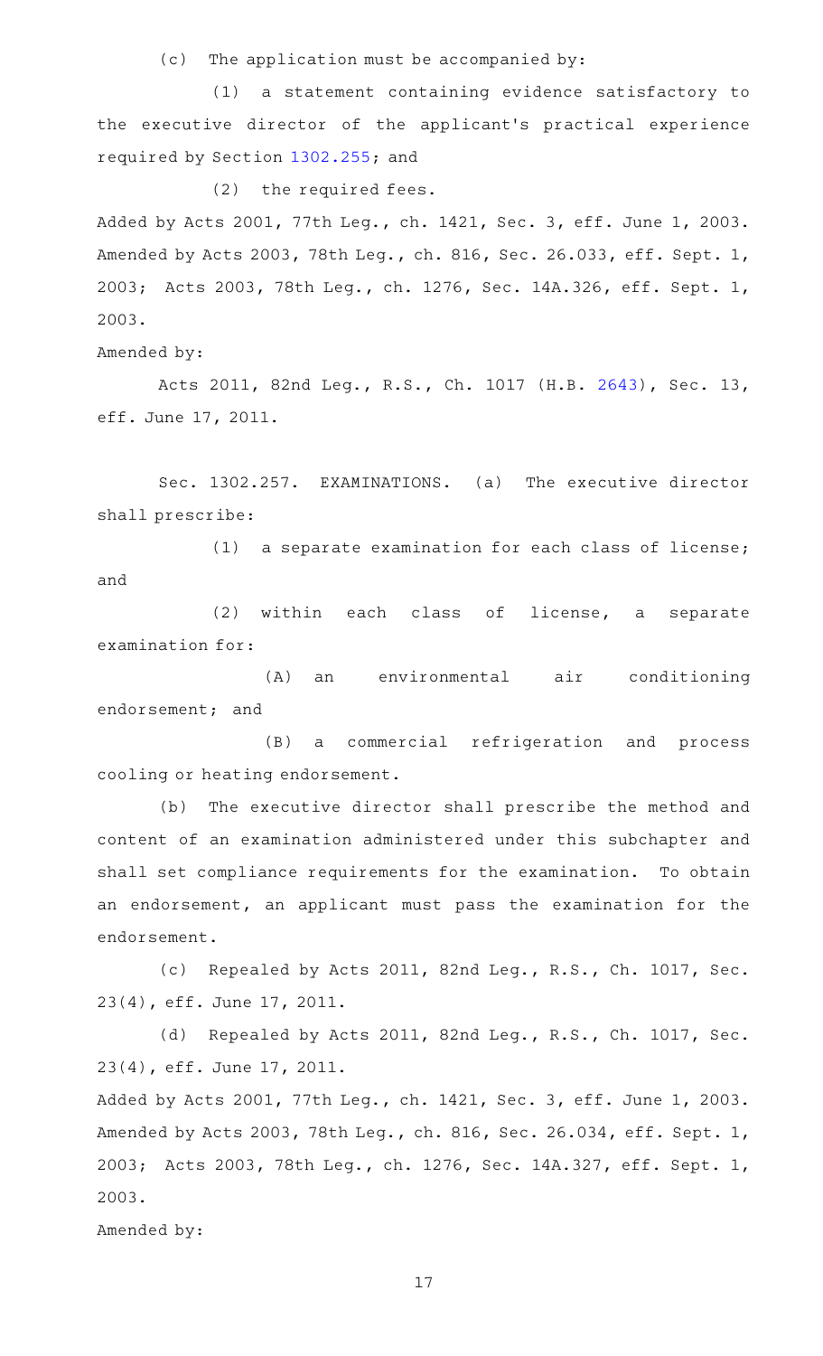(c) The application must be accompanied by:

(1) a statement containing evidence satisfactory to the executive director of the applicant's practical experience required by Section 1302.255; and

(2) the required fees.

Added by Acts 2001, 77th Leg., ch. 1421, Sec. 3, eff. June 1, 2003. Amended by Acts 2003, 78th Leg., ch. 816, Sec. 26.033, eff. Sept. 1, 2003; Acts 2003, 78th Leg., ch. 1276, Sec. 14A.326, eff. Sept. 1, 2003.

Amended by:

Acts 2011, 82nd Leg., R.S., Ch. 1017 (H.B. 2643), Sec. 13, eff. June 17, 2011.

Sec. 1302.257. EXAMINATIONS. (a) The executive director shall prescribe:

(1) a separate examination for each class of license; and

(2) within each class of license, a separate examination for:

(A) an environmental air conditioning endorsement; and

(B) a commercial refrigeration and process cooling or heating endorsement.

(b) The executive director shall prescribe the method and content of an examination administered under this subchapter and shall set compliance requirements for the examination. To obtain an endorsement, an applicant must pass the examination for the endorsement.

(c) Repealed by Acts 2011, 82nd Leg., R.S., Ch. 1017, Sec. 23(4), eff. June 17, 2011.

(d) Repealed by Acts 2011, 82nd Leg., R.S., Ch. 1017, Sec. 23(4), eff. June 17, 2011.

Added by Acts 2001, 77th Leg., ch. 1421, Sec. 3, eff. June 1, 2003. Amended by Acts 2003, 78th Leg., ch. 816, Sec. 26.034, eff. Sept. 1, 2003; Acts 2003, 78th Leg., ch. 1276, Sec. 14A.327, eff. Sept. 1, 2003.

Amended by: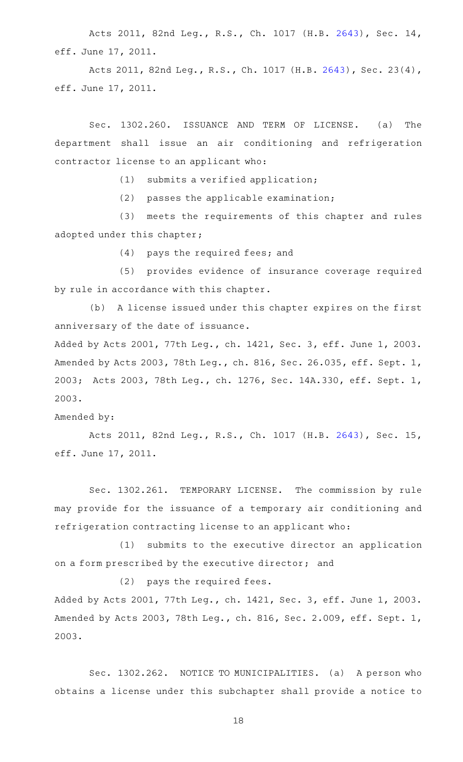Acts 2011, 82nd Leg., R.S., Ch. 1017 (H.B. 2643), Sec. 14, eff. June 17, 2011.

Acts 2011, 82nd Leg., R.S., Ch. 1017 (H.B. 2643), Sec. 23(4), eff. June 17, 2011.

Sec. 1302.260. ISSUANCE AND TERM OF LICENSE. (a) The department shall issue an air conditioning and refrigeration contractor license to an applicant who:

(1) submits a verified application;

(2) passes the applicable examination;

(3) meets the requirements of this chapter and rules adopted under this chapter;

(4) pays the required fees; and

(5) provides evidence of insurance coverage required by rule in accordance with this chapter.

(b) A license issued under this chapter expires on the first anniversary of the date of issuance.

Added by Acts 2001, 77th Leg., ch. 1421, Sec. 3, eff. June 1, 2003. Amended by Acts 2003, 78th Leg., ch. 816, Sec. 26.035, eff. Sept. 1, 2003; Acts 2003, 78th Leg., ch. 1276, Sec. 14A.330, eff. Sept. 1, 2003.

Amended by:

Acts 2011, 82nd Leg., R.S., Ch. 1017 (H.B. 2643), Sec. 15, eff. June 17, 2011.

Sec. 1302.261. TEMPORARY LICENSE. The commission by rule may provide for the issuance of a temporary air conditioning and refrigeration contracting license to an applicant who:

(1) submits to the executive director an application on a form prescribed by the executive director; and

(2) pays the required fees.

Added by Acts 2001, 77th Leg., ch. 1421, Sec. 3, eff. June 1, 2003. Amended by Acts 2003, 78th Leg., ch. 816, Sec. 2.009, eff. Sept. 1, 2003.

Sec. 1302.262. NOTICE TO MUNICIPALITIES. (a) A person who obtains a license under this subchapter shall provide a notice to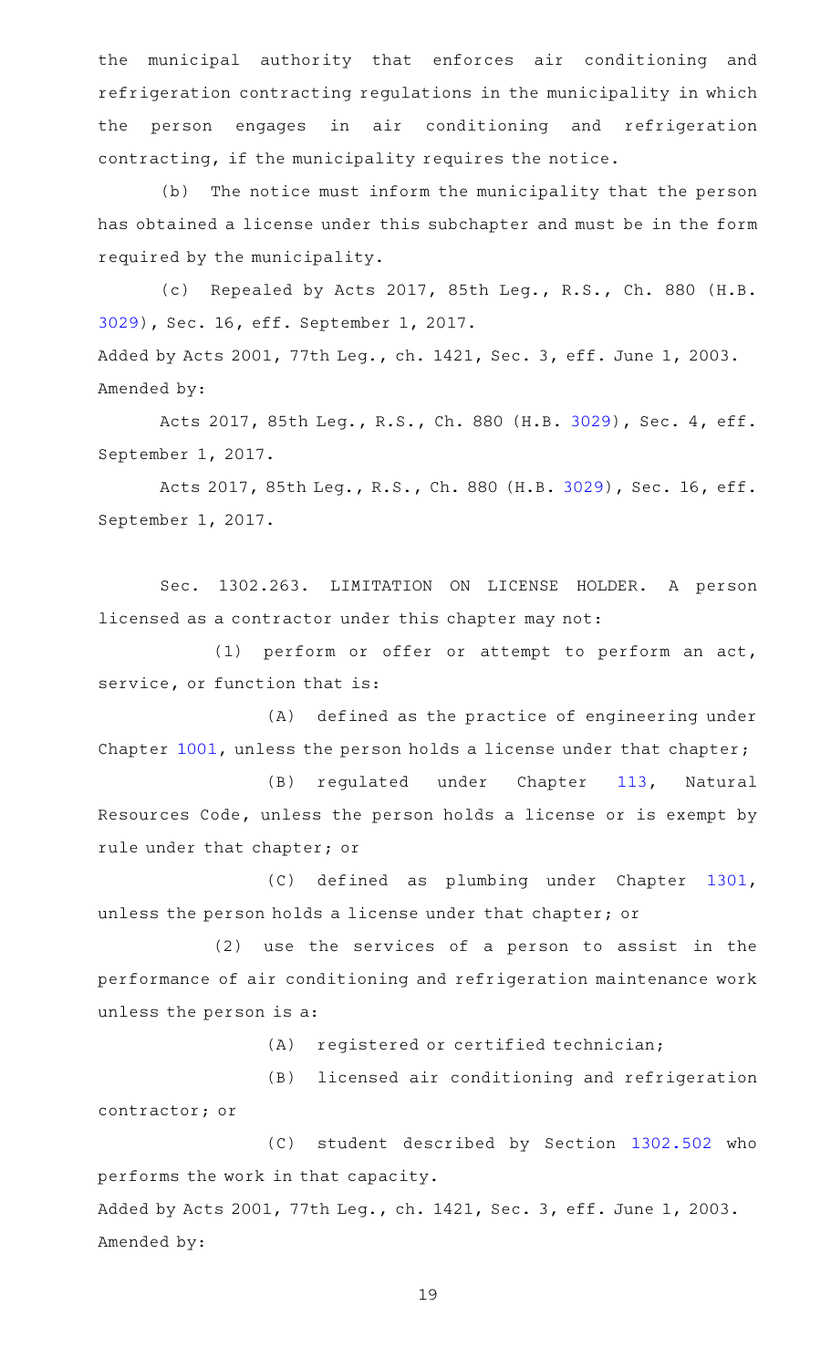the municipal authority that enforces air conditioning and refrigeration contracting regulations in the municipality in which the person engages in air conditioning and refrigeration contracting, if the municipality requires the notice.

(b) The notice must inform the municipality that the person has obtained a license under this subchapter and must be in the form required by the municipality.

(c) Repealed by Acts 2017, 85th Leg., R.S., Ch. 880 (H.B. 3029), Sec. 16, eff. September 1, 2017.

Added by Acts 2001, 77th Leg., ch. 1421, Sec. 3, eff. June 1, 2003.
Amended by:

Acts 2017, 85th Leg., R.S., Ch. 880 (H.B. 3029), Sec. 4, eff. September 1, 2017.

Acts 2017, 85th Leg., R.S., Ch. 880 (H.B. 3029), Sec. 16, eff. September 1, 2017.

Sec. 1302.263. LIMITATION ON LICENSE HOLDER. A person licensed as a contractor under this chapter may not:

(1) perform or offer or attempt to perform an act, service, or function that is:

(A) defined as the practice of engineering under Chapter 1001, unless the person holds a license under that chapter;

(B) regulated under Chapter 113, Natural Resources Code, unless the person holds a license or is exempt by rule under that chapter; or

(C) defined as plumbing under Chapter 1301, unless the person holds a license under that chapter; or

(2) use the services of a person to assist in the performance of air conditioning and refrigeration maintenance work unless the person is a:

(A) registered or certified technician;

(B) licensed air conditioning and refrigeration contractor; or

(C) student described by Section 1302.502 who performs the work in that capacity.

Added by Acts 2001, 77th Leg., ch. 1421, Sec. 3, eff. June 1, 2003.
Amended by: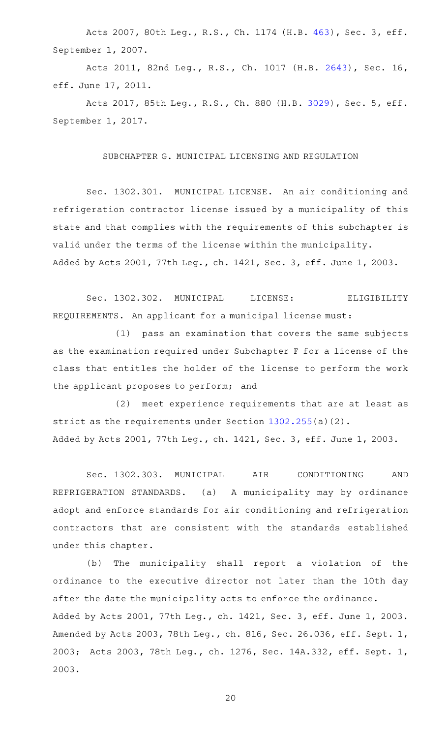Acts 2007, 80th Leg., R.S., Ch. 1174 (H.B. 463), Sec. 3, eff. September 1, 2007.

Acts 2011, 82nd Leg., R.S., Ch. 1017 (H.B. 2643), Sec. 16, eff. June 17, 2011.

Acts 2017, 85th Leg., R.S., Ch. 880 (H.B. 3029), Sec. 5, eff. September 1, 2017.

SUBCHAPTER G. MUNICIPAL LICENSING AND REGULATION

Sec. 1302.301. MUNICIPAL LICENSE. An air conditioning and refrigeration contractor license issued by a municipality of this state and that complies with the requirements of this subchapter is valid under the terms of the license within the municipality.
Added by Acts 2001, 77th Leg., ch. 1421, Sec. 3, eff. June 1, 2003.

Sec. 1302.302. MUNICIPAL LICENSE: ELIGIBILITY REQUIREMENTS. An applicant for a municipal license must:

(1) pass an examination that covers the same subjects as the examination required under Subchapter F for a license of the class that entitles the holder of the license to perform the work the applicant proposes to perform; and

(2) meet experience requirements that are at least as strict as the requirements under Section 1302.255(a)(2).
Added by Acts 2001, 77th Leg., ch. 1421, Sec. 3, eff. June 1, 2003.

Sec. 1302.303. MUNICIPAL AIR CONDITIONING AND REFRIGERATION STANDARDS. (a) A municipality may by ordinance adopt and enforce standards for air conditioning and refrigeration contractors that are consistent with the standards established under this chapter.

(b) The municipality shall report a violation of the ordinance to the executive director not later than the 10th day after the date the municipality acts to enforce the ordinance.
Added by Acts 2001, 77th Leg., ch. 1421, Sec. 3, eff. June 1, 2003. Amended by Acts 2003, 78th Leg., ch. 816, Sec. 26.036, eff. Sept. 1, 2003; Acts 2003, 78th Leg., ch. 1276, Sec. 14A.332, eff. Sept. 1, 2003.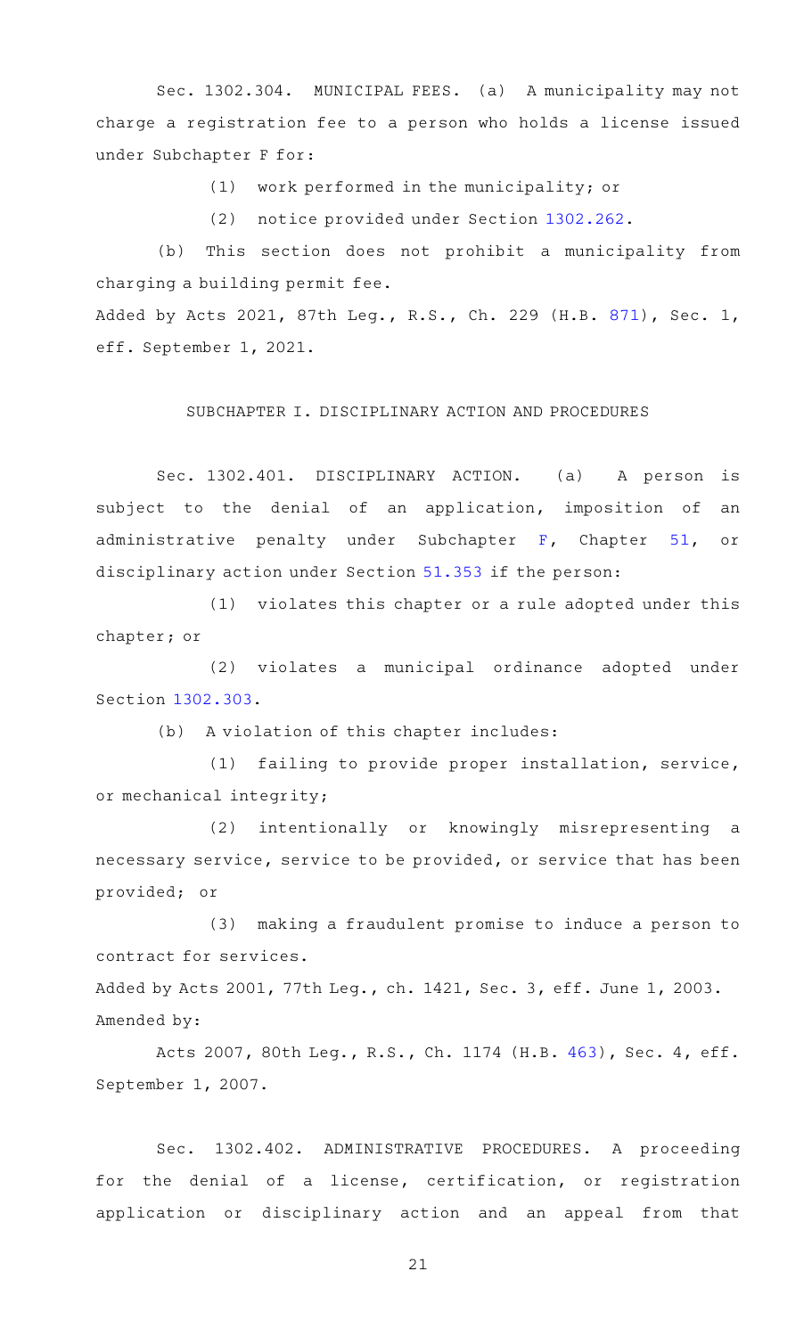Sec. 1302.304. MUNICIPAL FEES. (a) A municipality may not charge a registration fee to a person who holds a license issued under Subchapter F for:

(1) work performed in the municipality; or

(2) notice provided under Section 1302.262.

(b) This section does not prohibit a municipality from charging a building permit fee.

Added by Acts 2021, 87th Leg., R.S., Ch. 229 (H.B. 871), Sec. 1, eff. September 1, 2021.

## SUBCHAPTER I. DISCIPLINARY ACTION AND PROCEDURES

Sec. 1302.401. DISCIPLINARY ACTION. (a) A person is subject to the denial of an application, imposition of an administrative penalty under Subchapter F, Chapter 51, or disciplinary action under Section 51.353 if the person:

(1) violates this chapter or a rule adopted under this chapter; or

(2) violates a municipal ordinance adopted under Section 1302.303.

(b) A violation of this chapter includes:

(1) failing to provide proper installation, service, or mechanical integrity;

(2) intentionally or knowingly misrepresenting a necessary service, service to be provided, or service that has been provided; or

(3) making a fraudulent promise to induce a person to contract for services.

Added by Acts 2001, 77th Leg., ch. 1421, Sec. 3, eff. June 1, 2003.
Amended by:

Acts 2007, 80th Leg., R.S., Ch. 1174 (H.B. 463), Sec. 4, eff. September 1, 2007.

Sec. 1302.402. ADMINISTRATIVE PROCEDURES. A proceeding for the denial of a license, certification, or registration application or disciplinary action and an appeal from that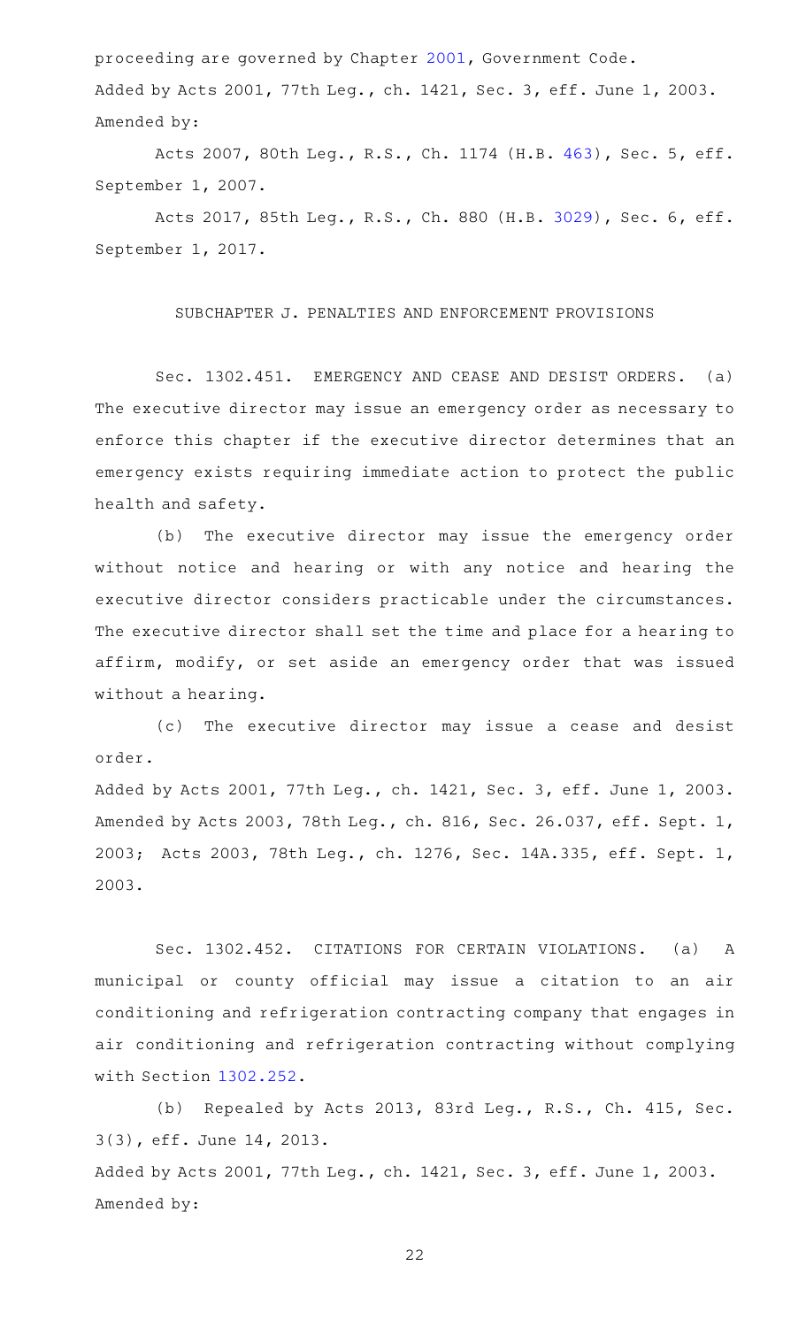proceeding are governed by Chapter 2001, Government Code.

Added by Acts 2001, 77th Leg., ch. 1421, Sec. 3, eff. June 1, 2003.
Amended by:

Acts 2007, 80th Leg., R.S., Ch. 1174 (H.B. 463), Sec. 5, eff. September 1, 2007.

Acts 2017, 85th Leg., R.S., Ch. 880 (H.B. 3029), Sec. 6, eff. September 1, 2017.

## SUBCHAPTER J. PENALTIES AND ENFORCEMENT PROVISIONS

Sec. 1302.451. EMERGENCY AND CEASE AND DESIST ORDERS. (a) The executive director may issue an emergency order as necessary to enforce this chapter if the executive director determines that an emergency exists requiring immediate action to protect the public health and safety.

(b) The executive director may issue the emergency order without notice and hearing or with any notice and hearing the executive director considers practicable under the circumstances. The executive director shall set the time and place for a hearing to affirm, modify, or set aside an emergency order that was issued without a hearing.

(c) The executive director may issue a cease and desist order.

Added by Acts 2001, 77th Leg., ch. 1421, Sec. 3, eff. June 1, 2003. Amended by Acts 2003, 78th Leg., ch. 816, Sec. 26.037, eff. Sept. 1, 2003; Acts 2003, 78th Leg., ch. 1276, Sec. 14A.335, eff. Sept. 1, 2003.

Sec. 1302.452. CITATIONS FOR CERTAIN VIOLATIONS. (a) A municipal or county official may issue a citation to an air conditioning and refrigeration contracting company that engages in air conditioning and refrigeration contracting without complying with Section 1302.252.

(b) Repealed by Acts 2013, 83rd Leg., R.S., Ch. 415, Sec. 3(3), eff. June 14, 2013.

Added by Acts 2001, 77th Leg., ch. 1421, Sec. 3, eff. June 1, 2003.
Amended by: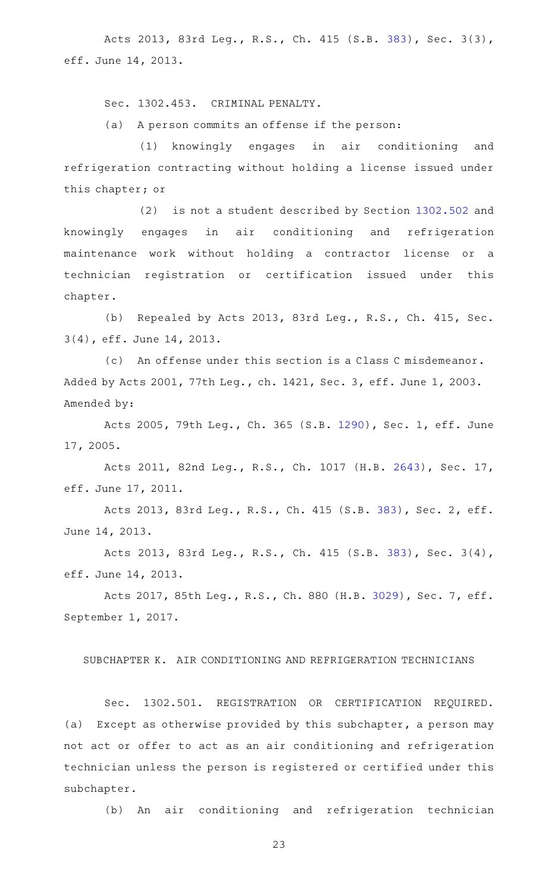Acts 2013, 83rd Leg., R.S., Ch. 415 (S.B. 383), Sec. 3(3), eff. June 14, 2013.

Sec. 1302.453. CRIMINAL PENALTY.

(a) A person commits an offense if the person:

(1) knowingly engages in air conditioning and refrigeration contracting without holding a license issued under this chapter; or

(2) is not a student described by Section 1302.502 and knowingly engages in air conditioning and refrigeration maintenance work without holding a contractor license or a technician registration or certification issued under this chapter.

(b) Repealed by Acts 2013, 83rd Leg., R.S., Ch. 415, Sec. 3(4), eff. June 14, 2013.

(c) An offense under this section is a Class C misdemeanor.

Added by Acts 2001, 77th Leg., ch. 1421, Sec. 3, eff. June 1, 2003.

Amended by:

Acts 2005, 79th Leg., Ch. 365 (S.B. 1290), Sec. 1, eff. June 17, 2005.

Acts 2011, 82nd Leg., R.S., Ch. 1017 (H.B. 2643), Sec. 17, eff. June 17, 2011.

Acts 2013, 83rd Leg., R.S., Ch. 415 (S.B. 383), Sec. 2, eff. June 14, 2013.

Acts 2013, 83rd Leg., R.S., Ch. 415 (S.B. 383), Sec. 3(4), eff. June 14, 2013.

Acts 2017, 85th Leg., R.S., Ch. 880 (H.B. 3029), Sec. 7, eff. September 1, 2017.

SUBCHAPTER K. AIR CONDITIONING AND REFRIGERATION TECHNICIANS

Sec. 1302.501. REGISTRATION OR CERTIFICATION REQUIRED. (a) Except as otherwise provided by this subchapter, a person may not act or offer to act as an air conditioning and refrigeration technician unless the person is registered or certified under this subchapter.

(b) An air conditioning and refrigeration technician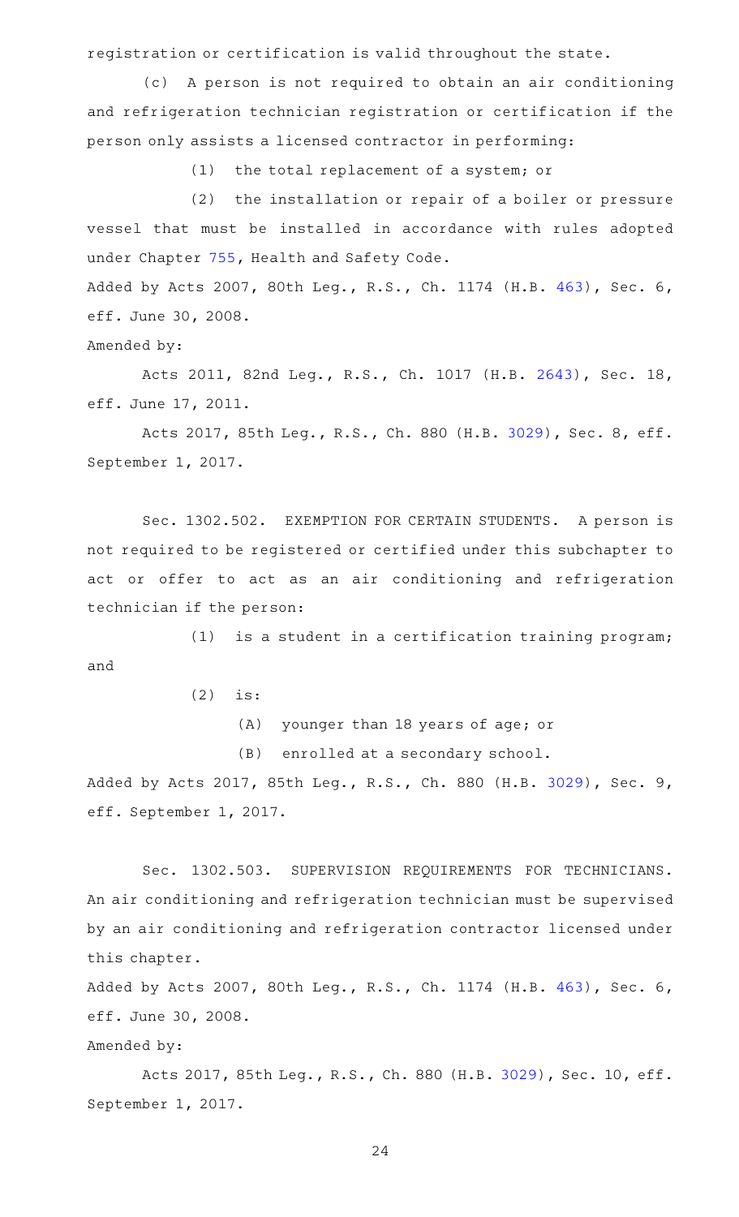registration or certification is valid throughout the state.

(c) A person is not required to obtain an air conditioning and refrigeration technician registration or certification if the person only assists a licensed contractor in performing:

(1) the total replacement of a system; or

(2) the installation or repair of a boiler or pressure vessel that must be installed in accordance with rules adopted under Chapter 755, Health and Safety Code.

Added by Acts 2007, 80th Leg., R.S., Ch. 1174 (H.B. 463), Sec. 6, eff. June 30, 2008.

Amended by:

Acts 2011, 82nd Leg., R.S., Ch. 1017 (H.B. 2643), Sec. 18, eff. June 17, 2011.

Acts 2017, 85th Leg., R.S., Ch. 880 (H.B. 3029), Sec. 8, eff. September 1, 2017.

Sec. 1302.502. EXEMPTION FOR CERTAIN STUDENTS. A person is not required to be registered or certified under this subchapter to act or offer to act as an air conditioning and refrigeration technician if the person:

(1) is a student in a certification training program; and

(2) is:

(A) younger than 18 years of age; or

(B) enrolled at a secondary school.

Added by Acts 2017, 85th Leg., R.S., Ch. 880 (H.B. 3029), Sec. 9, eff. September 1, 2017.

Sec. 1302.503. SUPERVISION REQUIREMENTS FOR TECHNICIANS. An air conditioning and refrigeration technician must be supervised by an air conditioning and refrigeration contractor licensed under this chapter.

Added by Acts 2007, 80th Leg., R.S., Ch. 1174 (H.B. 463), Sec. 6, eff. June 30, 2008.

Amended by:

Acts 2017, 85th Leg., R.S., Ch. 880 (H.B. 3029), Sec. 10, eff. September 1, 2017.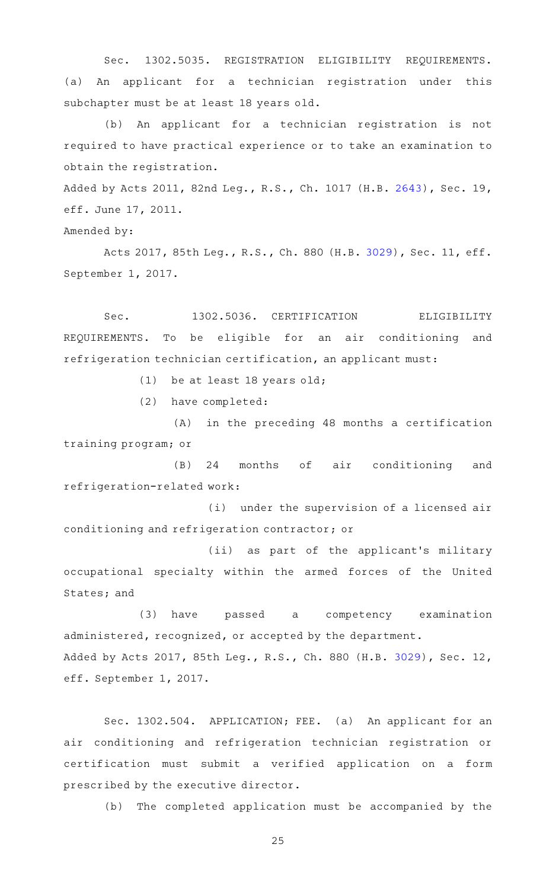Sec. 1302.5035. REGISTRATION ELIGIBILITY REQUIREMENTS. (a) An applicant for a technician registration under this subchapter must be at least 18 years old.

(b) An applicant for a technician registration is not required to have practical experience or to take an examination to obtain the registration.

Added by Acts 2011, 82nd Leg., R.S., Ch. 1017 (H.B. 2643), Sec. 19, eff. June 17, 2011.

Amended by:

Acts 2017, 85th Leg., R.S., Ch. 880 (H.B. 3029), Sec. 11, eff. September 1, 2017.

Sec. 1302.5036. CERTIFICATION ELIGIBILITY REQUIREMENTS. To be eligible for an air conditioning and refrigeration technician certification, an applicant must:

(1) be at least 18 years old;

(2) have completed:

(A) in the preceding 48 months a certification training program; or

(B) 24 months of air conditioning and refrigeration-related work:

(i) under the supervision of a licensed air conditioning and refrigeration contractor; or

(ii) as part of the applicant's military occupational specialty within the armed forces of the United States; and

(3) have passed a competency examination administered, recognized, or accepted by the department.

Added by Acts 2017, 85th Leg., R.S., Ch. 880 (H.B. 3029), Sec. 12, eff. September 1, 2017.

Sec. 1302.504. APPLICATION; FEE. (a) An applicant for an air conditioning and refrigeration technician registration or certification must submit a verified application on a form prescribed by the executive director.

(b) The completed application must be accompanied by the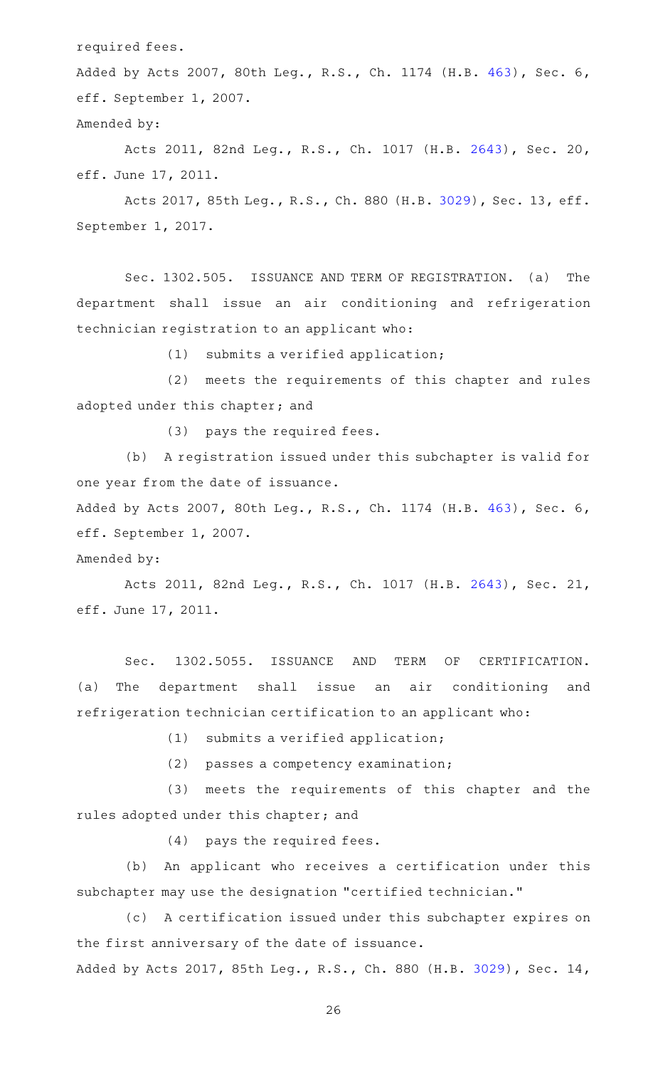required fees.

Added by Acts 2007, 80th Leg., R.S., Ch. 1174 (H.B. 463), Sec. 6, eff. September 1, 2007.

Amended by:

Acts 2011, 82nd Leg., R.S., Ch. 1017 (H.B. 2643), Sec. 20, eff. June 17, 2011.

Acts 2017, 85th Leg., R.S., Ch. 880 (H.B. 3029), Sec. 13, eff. September 1, 2017.

Sec. 1302.505. ISSUANCE AND TERM OF REGISTRATION. (a) The department shall issue an air conditioning and refrigeration technician registration to an applicant who:

(1) submits a verified application;

(2) meets the requirements of this chapter and rules adopted under this chapter; and

(3) pays the required fees.

(b) A registration issued under this subchapter is valid for one year from the date of issuance.

Added by Acts 2007, 80th Leg., R.S., Ch. 1174 (H.B. 463), Sec. 6, eff. September 1, 2007.

Amended by:

Acts 2011, 82nd Leg., R.S., Ch. 1017 (H.B. 2643), Sec. 21, eff. June 17, 2011.

Sec. 1302.5055. ISSUANCE AND TERM OF CERTIFICATION. (a) The department shall issue an air conditioning and refrigeration technician certification to an applicant who:

(1) submits a verified application;

(2) passes a competency examination;

(3) meets the requirements of this chapter and the rules adopted under this chapter; and

(4) pays the required fees.

(b) An applicant who receives a certification under this subchapter may use the designation "certified technician."

(c) A certification issued under this subchapter expires on the first anniversary of the date of issuance.

Added by Acts 2017, 85th Leg., R.S., Ch. 880 (H.B. 3029), Sec. 14,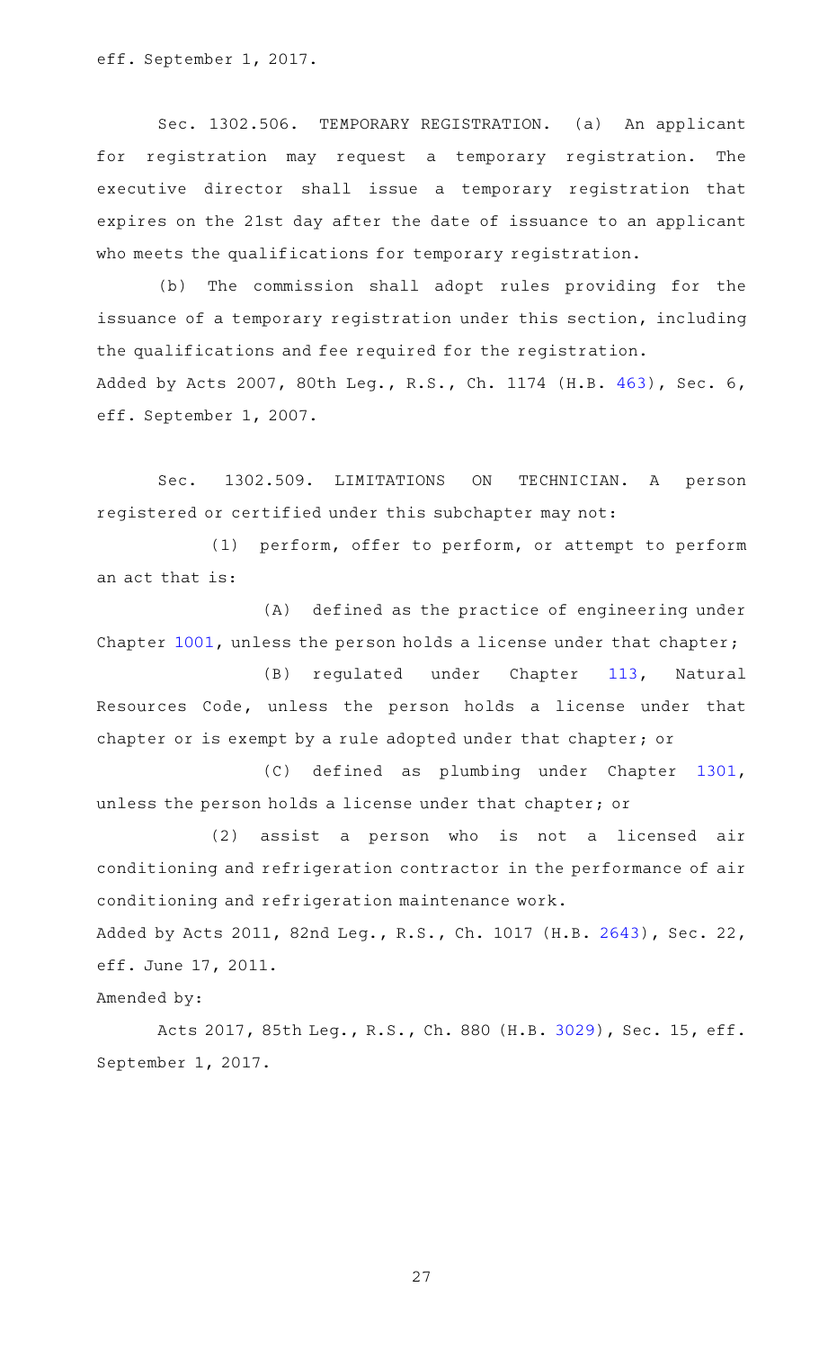eff. September 1, 2017.

Sec. 1302.506. TEMPORARY REGISTRATION. (a) An applicant for registration may request a temporary registration. The executive director shall issue a temporary registration that expires on the 21st day after the date of issuance to an applicant who meets the qualifications for temporary registration.

(b) The commission shall adopt rules providing for the issuance of a temporary registration under this section, including the qualifications and fee required for the registration.

Added by Acts 2007, 80th Leg., R.S., Ch. 1174 (H.B. 463), Sec. 6, eff. September 1, 2007.

Sec. 1302.509. LIMITATIONS ON TECHNICIAN. A person registered or certified under this subchapter may not:

(1) perform, offer to perform, or attempt to perform an act that is:

(A) defined as the practice of engineering under Chapter 1001, unless the person holds a license under that chapter;

(B) regulated under Chapter 113, Natural Resources Code, unless the person holds a license under that chapter or is exempt by a rule adopted under that chapter; or

(C) defined as plumbing under Chapter 1301, unless the person holds a license under that chapter; or

(2) assist a person who is not a licensed air conditioning and refrigeration contractor in the performance of air conditioning and refrigeration maintenance work.

Added by Acts 2011, 82nd Leg., R.S., Ch. 1017 (H.B. 2643), Sec. 22, eff. June 17, 2011.

Amended by:

Acts 2017, 85th Leg., R.S., Ch. 880 (H.B. 3029), Sec. 15, eff. September 1, 2017.